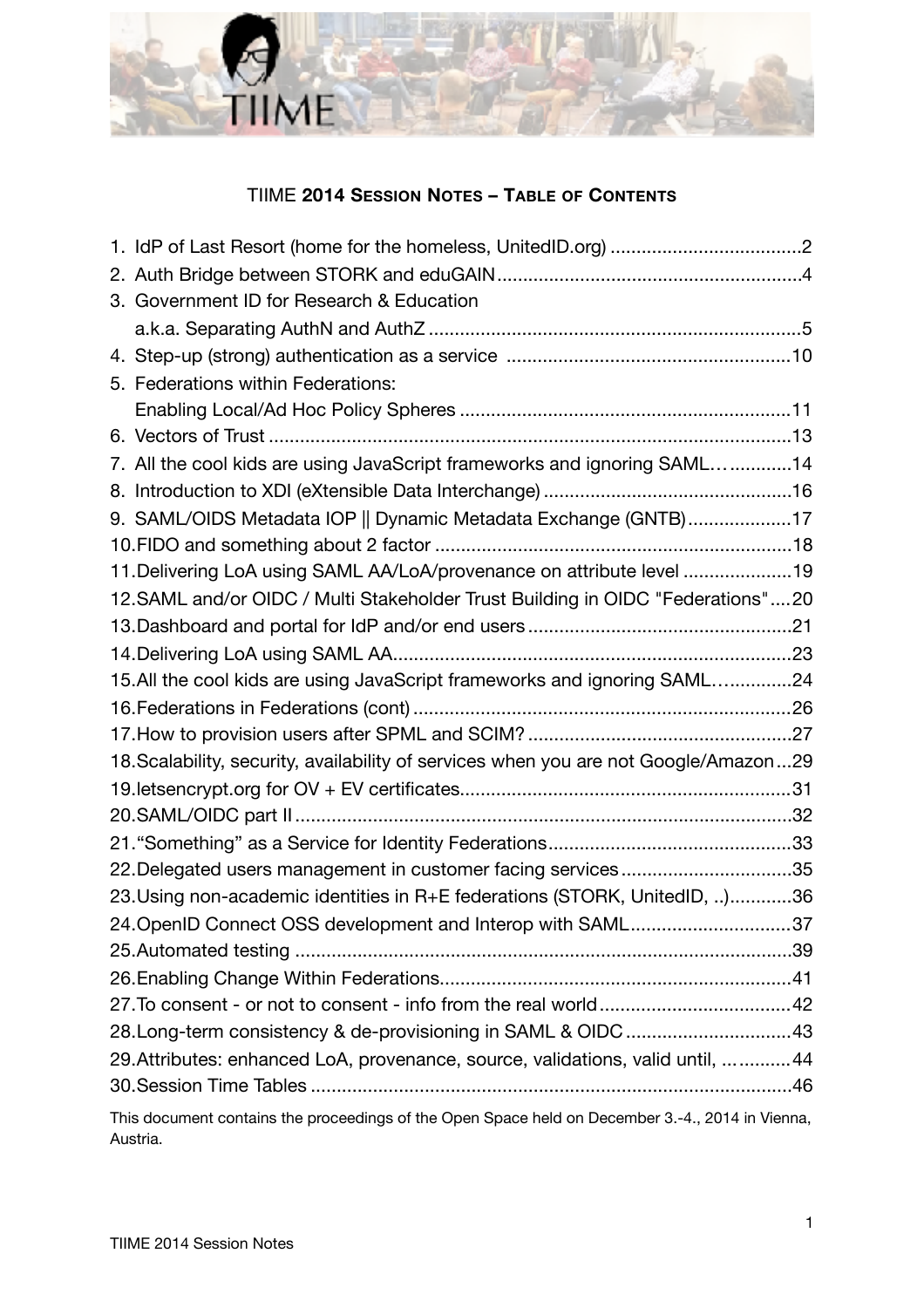## TIIME 2014 Session Notes – Table of Contents

1. IdP of Last Resort (home for the homeless, UnitedID.org) .....2
2. Auth Bridge between STORK and eduGAIN .....4
3. Government ID for Research & Education a.k.a. Separating AuthN and AuthZ .....5
4. Step-up (strong) authentication as a service .....10
5. Federations within Federations: Enabling Local/Ad Hoc Policy Spheres .....11
6. Vectors of Trust .....13
7. All the cool kids are using JavaScript frameworks and ignoring SAML… .....14
8. Introduction to XDI (eXtensible Data Interchange) .....16
9. SAML/OIDS Metadata IOP || Dynamic Metadata Exchange (GNTB) .....17
10. FIDO and something about 2 factor .....18
11. Delivering LoA using SAML AA/LoA/provenance on attribute level .....19
12. SAML and/or OIDC / Multi Stakeholder Trust Building in OIDC "Federations" .....20
13. Dashboard and portal for IdP and/or end users .....21
14. Delivering LoA using SAML AA .....23
15. All the cool kids are using JavaScript frameworks and ignoring SAML… .....24
16. Federations in Federations (cont) .....26
17. How to provision users after SPML and SCIM? .....27
18. Scalability, security, availability of services when you are not Google/Amazon .....29
19. letsencrypt.org for OV + EV certificates .....31
20. SAML/OIDC part II .....32
21. "Something" as a Service for Identity Federations .....33
22. Delegated users management in customer facing services .....35
23. Using non-academic identities in R+E federations (STORK, UnitedID, ..) .....36
24. OpenID Connect OSS development and Interop with SAML .....37
25. Automated testing .....39
26. Enabling Change Within Federations .....41
27. To consent - or not to consent - info from the real world .....42
28. Long-term consistency & de-provisioning in SAML & OIDC .....43
29. Attributes: enhanced LoA, provenance, source, validations, valid until, … .....44
30. Session Time Tables .....46

This document contains the proceedings of the Open Space held on December 3.-4., 2014 in Vienna, Austria.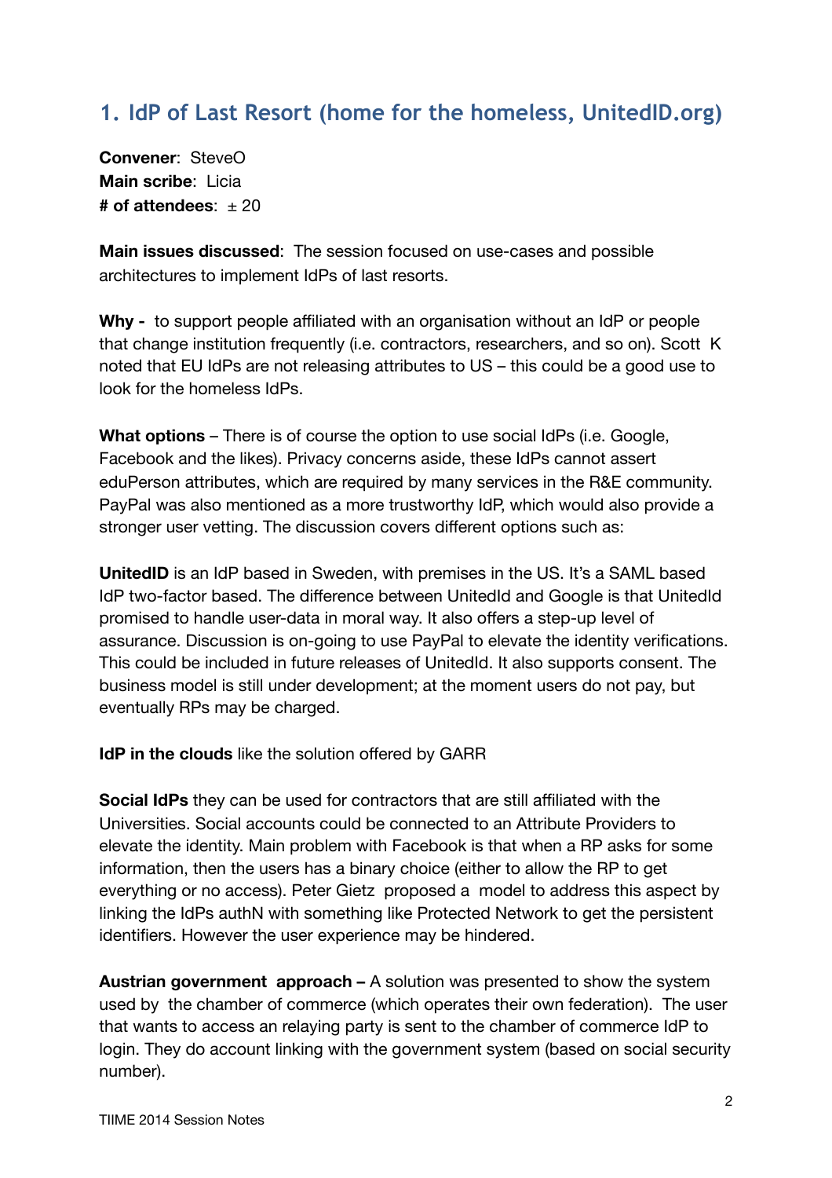## 1. IdP of Last Resort (home for the homeless, UnitedID.org)

**Convener**: SteveO
**Main scribe**: Licia
**# of attendees**: ± 20

**Main issues discussed**: The session focused on use-cases and possible architectures to implement IdPs of last resorts.

**Why -** to support people affiliated with an organisation without an IdP or people that change institution frequently (i.e. contractors, researchers, and so on). Scott K noted that EU IdPs are not releasing attributes to US – this could be a good use to look for the homeless IdPs.

**What options** – There is of course the option to use social IdPs (i.e. Google, Facebook and the likes). Privacy concerns aside, these IdPs cannot assert eduPerson attributes, which are required by many services in the R&E community. PayPal was also mentioned as a more trustworthy IdP, which would also provide a stronger user vetting. The discussion covers different options such as:

**UnitedID** is an IdP based in Sweden, with premises in the US. It's a SAML based IdP two-factor based. The difference between UnitedId and Google is that UnitedId promised to handle user-data in moral way. It also offers a step-up level of assurance. Discussion is on-going to use PayPal to elevate the identity verifications. This could be included in future releases of UnitedId. It also supports consent. The business model is still under development; at the moment users do not pay, but eventually RPs may be charged.

**IdP in the clouds** like the solution offered by GARR

**Social IdPs** they can be used for contractors that are still affiliated with the Universities. Social accounts could be connected to an Attribute Providers to elevate the identity. Main problem with Facebook is that when a RP asks for some information, then the users has a binary choice (either to allow the RP to get everything or no access). Peter Gietz proposed a model to address this aspect by linking the IdPs authN with something like Protected Network to get the persistent identifiers. However the user experience may be hindered.

**Austrian government approach –** A solution was presented to show the system used by the chamber of commerce (which operates their own federation). The user that wants to access an relaying party is sent to the chamber of commerce IdP to login. They do account linking with the government system (based on social security number).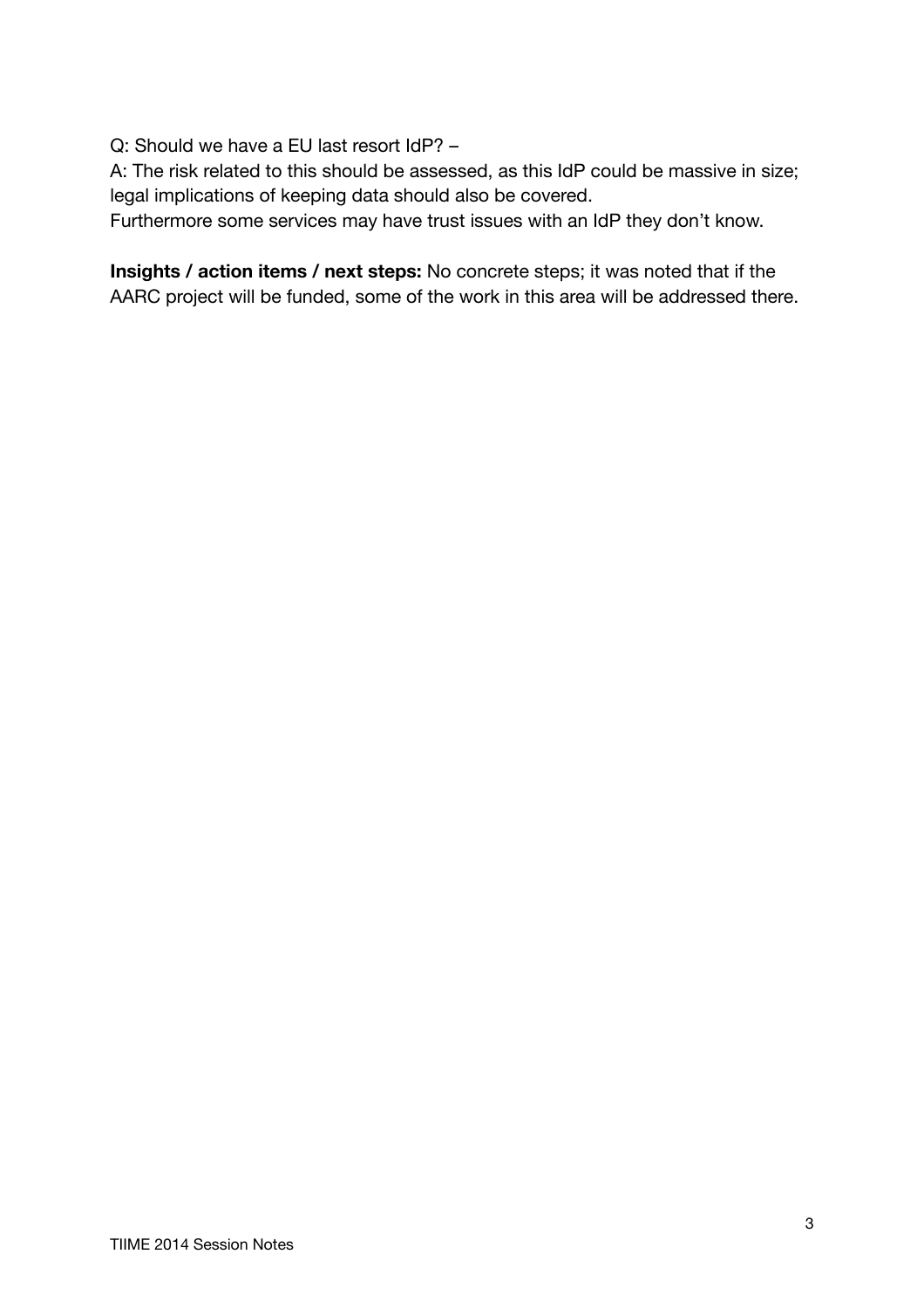Q: Should we have a EU last resort IdP? –

A: The risk related to this should be assessed, as this IdP could be massive in size; legal implications of keeping data should also be covered.

Furthermore some services may have trust issues with an IdP they don't know.

**Insights / action items / next steps:** No concrete steps; it was noted that if the AARC project will be funded, some of the work in this area will be addressed there.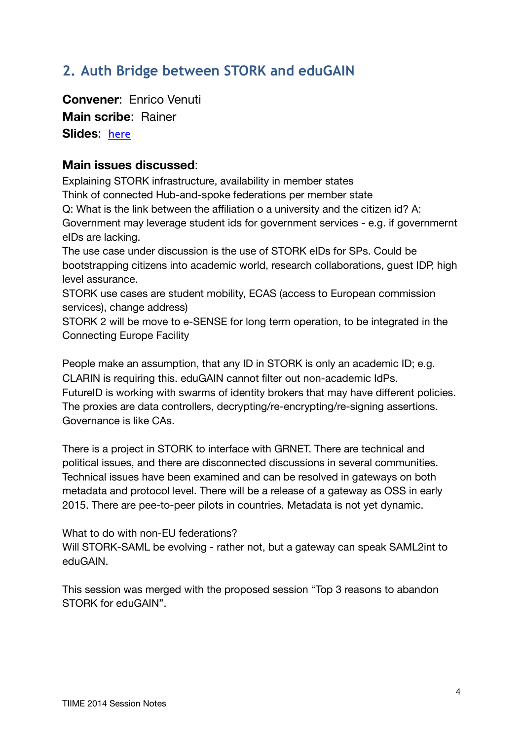## 2. Auth Bridge between STORK and eduGAIN

**Convener**: Enrico Venuti
**Main scribe**: Rainer
**Slides**: here

### Main issues discussed:

Explaining STORK infrastructure, availability in member states
Think of connected Hub-and-spoke federations per member state
Q: What is the link between the affiliation o a university and the citizen id? A: Government may leverage student ids for government services - e.g. if governmernt eIDs are lacking.
The use case under discussion is the use of STORK eIDs for SPs. Could be bootstrapping citizens into academic world, research collaborations, guest IDP, high level assurance.
STORK use cases are student mobility, ECAS (access to European commission services), change address)
STORK 2 will be move to e-SENSE for long term operation, to be integrated in the Connecting Europe Facility

People make an assumption, that any ID in STORK is only an academic ID; e.g. CLARIN is requiring this. eduGAIN cannot filter out non-academic IdPs.
FutureID is working with swarms of identity brokers that may have different policies. The proxies are data controllers, decrypting/re-encrypting/re-signing assertions. Governance is like CAs.

There is a project in STORK to interface with GRNET. There are technical and political issues, and there are disconnected discussions in several communities. Technical issues have been examined and can be resolved in gateways on both metadata and protocol level. There will be a release of a gateway as OSS in early 2015. There are pee-to-peer pilots in countries. Metadata is not yet dynamic.

What to do with non-EU federations?
Will STORK-SAML be evolving - rather not, but a gateway can speak SAML2int to eduGAIN.

This session was merged with the proposed session "Top 3 reasons to abandon STORK for eduGAIN".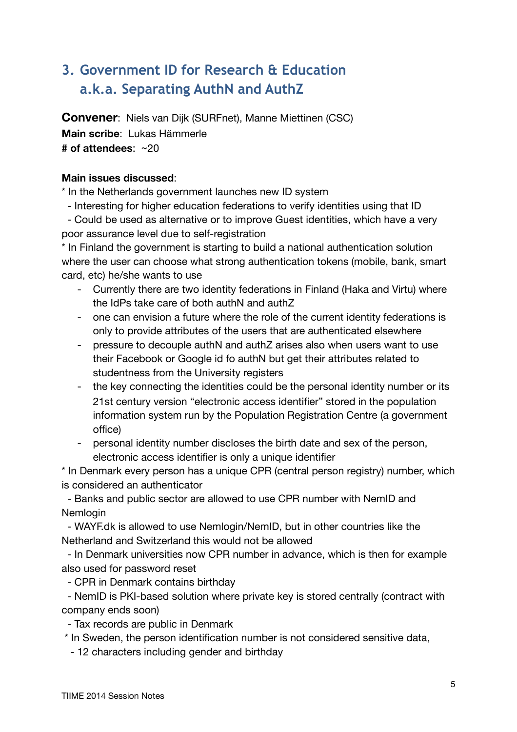## 3. Government ID for Research & Education a.k.a. Separating AuthN and AuthZ

**Convener**: Niels van Dijk (SURFnet), Manne Miettinen (CSC)
**Main scribe**: Lukas Hämmerle
**# of attendees**: ~20

**Main issues discussed**:

* In the Netherlands government launches new ID system
  - Interesting for higher education federations to verify identities using that ID
  - Could be used as alternative or to improve Guest identities, which have a very poor assurance level due to self-registration
* In Finland the government is starting to build a national authentication solution where the user can choose what strong authentication tokens (mobile, bank, smart card, etc) he/she wants to use
  - Currently there are two identity federations in Finland (Haka and Virtu) where the IdPs take care of both authN and authZ
  - one can envision a future where the role of the current identity federations is only to provide attributes of the users that are authenticated elsewhere
  - pressure to decouple authN and authZ arises also when users want to use their Facebook or Google id fo authN but get their attributes related to studentness from the University registers
  - the key connecting the identities could be the personal identity number or its 21st century version "electronic access identifier" stored in the population information system run by the Population Registration Centre (a government office)
  - personal identity number discloses the birth date and sex of the person, electronic access identifier is only a unique identifier
* In Denmark every person has a unique CPR (central person registry) number, which is considered an authenticator
  - Banks and public sector are allowed to use CPR number with NemID and Nemlogin
  - WAYF.dk is allowed to use Nemlogin/NemID, but in other countries like the Netherland and Switzerland this would not be allowed
  - In Denmark universities now CPR number in advance, which is then for example also used for password reset
  - CPR in Denmark contains birthday
  - NemID is PKI-based solution where private key is stored centrally (contract with company ends soon)
  - Tax records are public in Denmark
* In Sweden, the person identification number is not considered sensitive data,
  - 12 characters including gender and birthday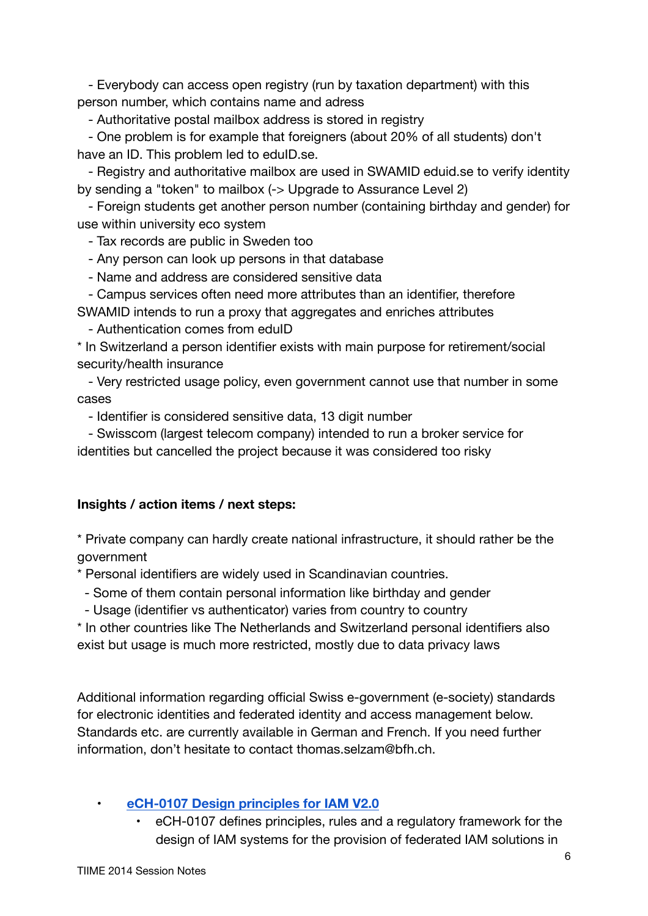- Everybody can access open registry (run by taxation department) with this person number, which contains name and adress
  - Authoritative postal mailbox address is stored in registry
  - One problem is for example that foreigners (about 20% of all students) don't have an ID. This problem led to eduID.se.
  - Registry and authoritative mailbox are used in SWAMID eduid.se to verify identity by sending a "token" to mailbox (-> Upgrade to Assurance Level 2)
  - Foreign students get another person number (containing birthday and gender) for use within university eco system
  - Tax records are public in Sweden too
  - Any person can look up persons in that database
  - Name and address are considered sensitive data
  - Campus services often need more attributes than an identifier, therefore SWAMID intends to run a proxy that aggregates and enriches attributes
  - Authentication comes from eduID

* In Switzerland a person identifier exists with main purpose for retirement/social security/health insurance
  - Very restricted usage policy, even government cannot use that number in some cases
  - Identifier is considered sensitive data, 13 digit number
  - Swisscom (largest telecom company) intended to run a broker service for identities but cancelled the project because it was considered too risky

**Insights / action items / next steps:**

* Private company can hardly create national infrastructure, it should rather be the government
* Personal identifiers are widely used in Scandinavian countries.
  - Some of them contain personal information like birthday and gender
  - Usage (identifier vs authenticator) varies from country to country
* In other countries like The Netherlands and Switzerland personal identifiers also exist but usage is much more restricted, mostly due to data privacy laws

Additional information regarding official Swiss e-government (e-society) standards for electronic identities and federated identity and access management below. Standards etc. are currently available in German and French. If you need further information, don't hesitate to contact thomas.selzam@bfh.ch.

- **eCH-0107 Design principles for IAM V2.0**
  - eCH-0107 defines principles, rules and a regulatory framework for the design of IAM systems for the provision of federated IAM solutions in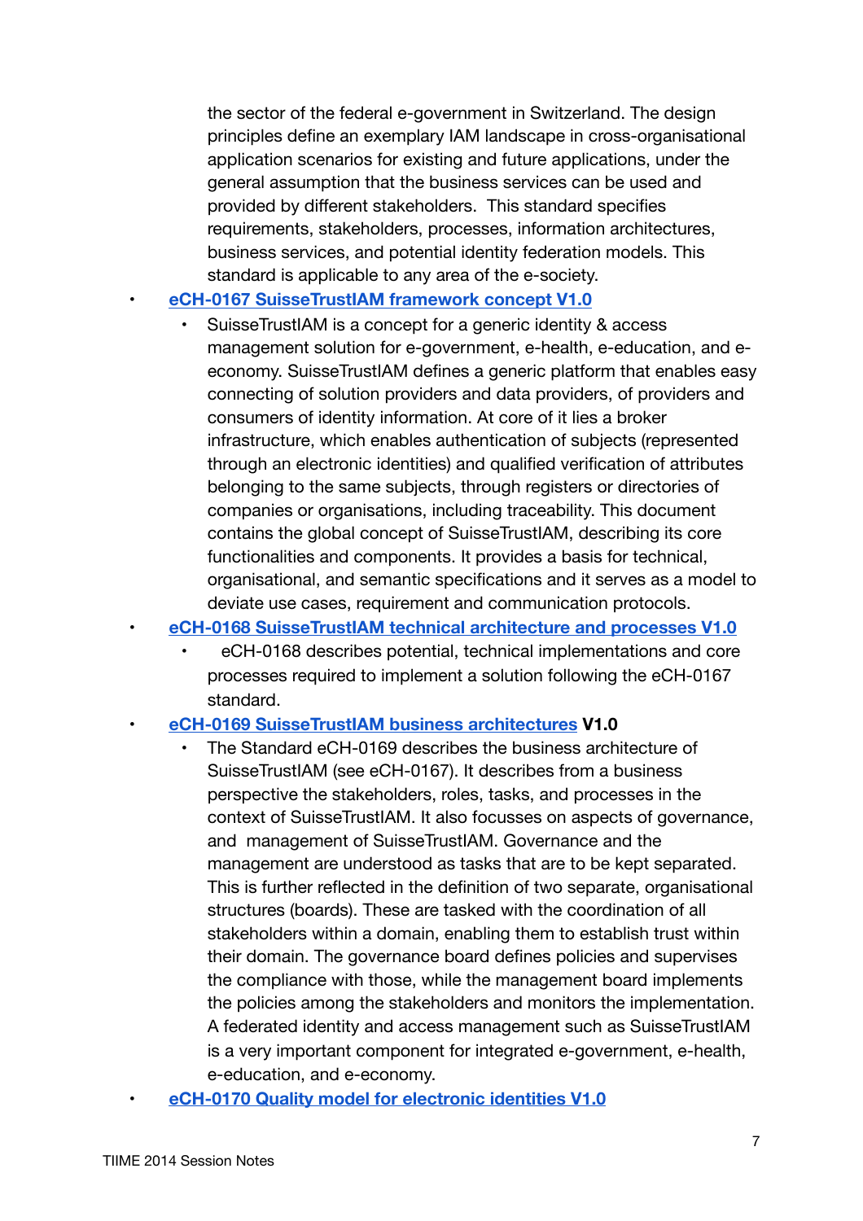the sector of the federal e-government in Switzerland. The design principles define an exemplary IAM landscape in cross-organisational application scenarios for existing and future applications, under the general assumption that the business services can be used and provided by different stakeholders. This standard specifies requirements, stakeholders, processes, information architectures, business services, and potential identity federation models. This standard is applicable to any area of the e-society.

- **eCH-0167 SuisseTrustIAM framework concept V1.0**
    - SuisseTrustIAM is a concept for a generic identity & access management solution for e-government, e-health, e-education, and e-economy. SuisseTrustIAM defines a generic platform that enables easy connecting of solution providers and data providers, of providers and consumers of identity information. At core of it lies a broker infrastructure, which enables authentication of subjects (represented through an electronic identities) and qualified verification of attributes belonging to the same subjects, through registers or directories of companies or organisations, including traceability. This document contains the global concept of SuisseTrustIAM, describing its core functionalities and components. It provides a basis for technical, organisational, and semantic specifications and it serves as a model to deviate use cases, requirement and communication protocols.
- **eCH-0168 SuisseTrustIAM technical architecture and processes V1.0**
    - eCH-0168 describes potential, technical implementations and core processes required to implement a solution following the eCH-0167 standard.
- **eCH-0169 SuisseTrustIAM business architectures V1.0**
    - The Standard eCH-0169 describes the business architecture of SuisseTrustIAM (see eCH-0167). It describes from a business perspective the stakeholders, roles, tasks, and processes in the context of SuisseTrustIAM. It also focusses on aspects of governance, and management of SuisseTrustIAM. Governance and the management are understood as tasks that are to be kept separated. This is further reflected in the definition of two separate, organisational structures (boards). These are tasked with the coordination of all stakeholders within a domain, enabling them to establish trust within their domain. The governance board defines policies and supervises the compliance with those, while the management board implements the policies among the stakeholders and monitors the implementation. A federated identity and access management such as SuisseTrustIAM is a very important component for integrated e-government, e-health, e-education, and e-economy.
- **eCH-0170 Quality model for electronic identities V1.0**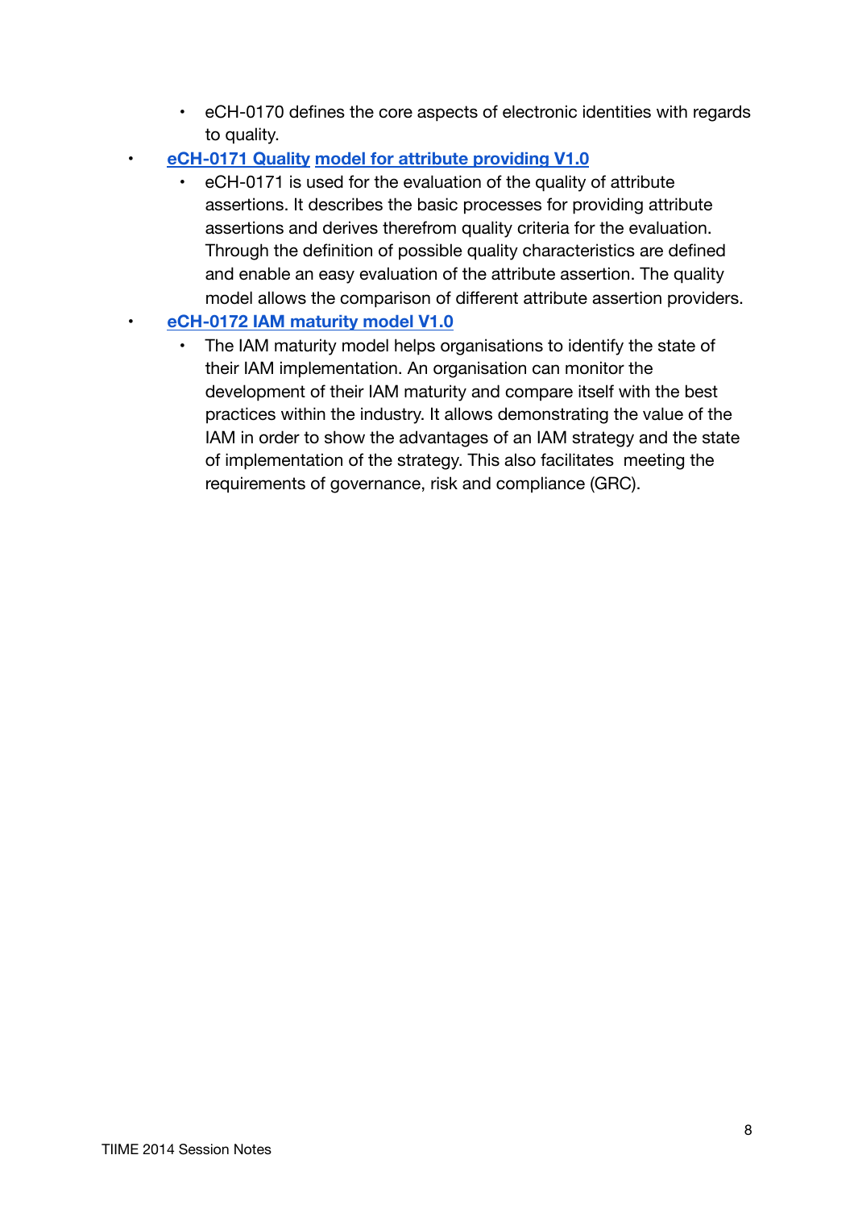- eCH-0170 defines the core aspects of electronic identities with regards to quality.
- **eCH-0171 Quality model for attribute providing V1.0**
    - eCH-0171 is used for the evaluation of the quality of attribute assertions. It describes the basic processes for providing attribute assertions and derives therefrom quality criteria for the evaluation. Through the definition of possible quality characteristics are defined and enable an easy evaluation of the attribute assertion. The quality model allows the comparison of different attribute assertion providers.
- **eCH-0172 IAM maturity model V1.0**
    - The IAM maturity model helps organisations to identify the state of their IAM implementation. An organisation can monitor the development of their IAM maturity and compare itself with the best practices within the industry. It allows demonstrating the value of the IAM in order to show the advantages of an IAM strategy and the state of implementation of the strategy. This also facilitates meeting the requirements of governance, risk and compliance (GRC).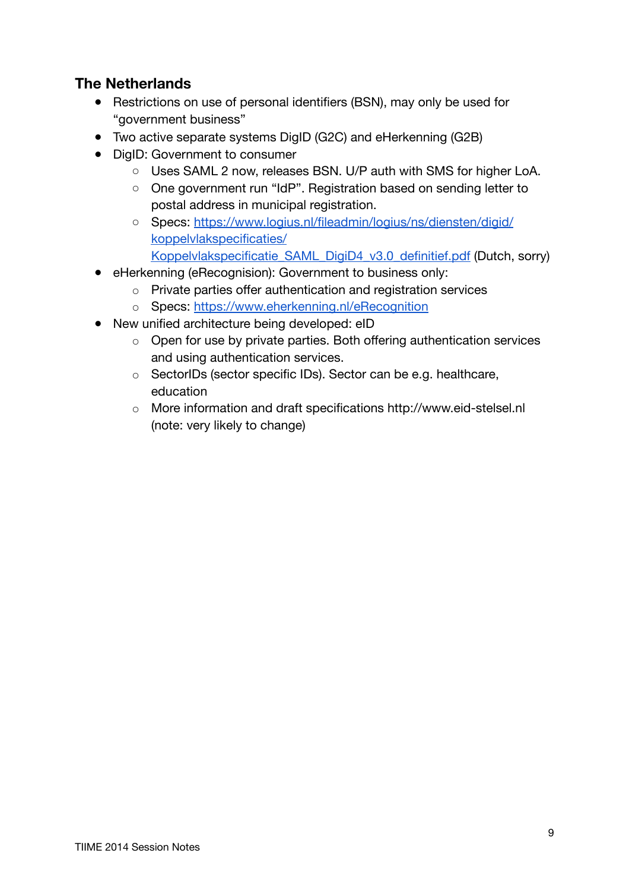## The Netherlands

- Restrictions on use of personal identifiers (BSN), may only be used for "government business"
- Two active separate systems DigID (G2C) and eHerkenning (G2B)
- DigID: Government to consumer
    - Uses SAML 2 now, releases BSN. U/P auth with SMS for higher LoA.
    - One government run "IdP". Registration based on sending letter to postal address in municipal registration.
    - Specs: https://www.logius.nl/fileadmin/logius/ns/diensten/digid/koppelvlakspecificaties/Koppelvlakspecificatie_SAML_DigiD4_v3.0_definitief.pdf (Dutch, sorry)
- eHerkenning (eRecognision): Government to business only:
    - Private parties offer authentication and registration services
    - Specs: https://www.eherkenning.nl/eRecognition
- New unified architecture being developed: eID
    - Open for use by private parties. Both offering authentication services and using authentication services.
    - SectorIDs (sector specific IDs). Sector can be e.g. healthcare, education
    - More information and draft specifications http://www.eid-stelsel.nl (note: very likely to change)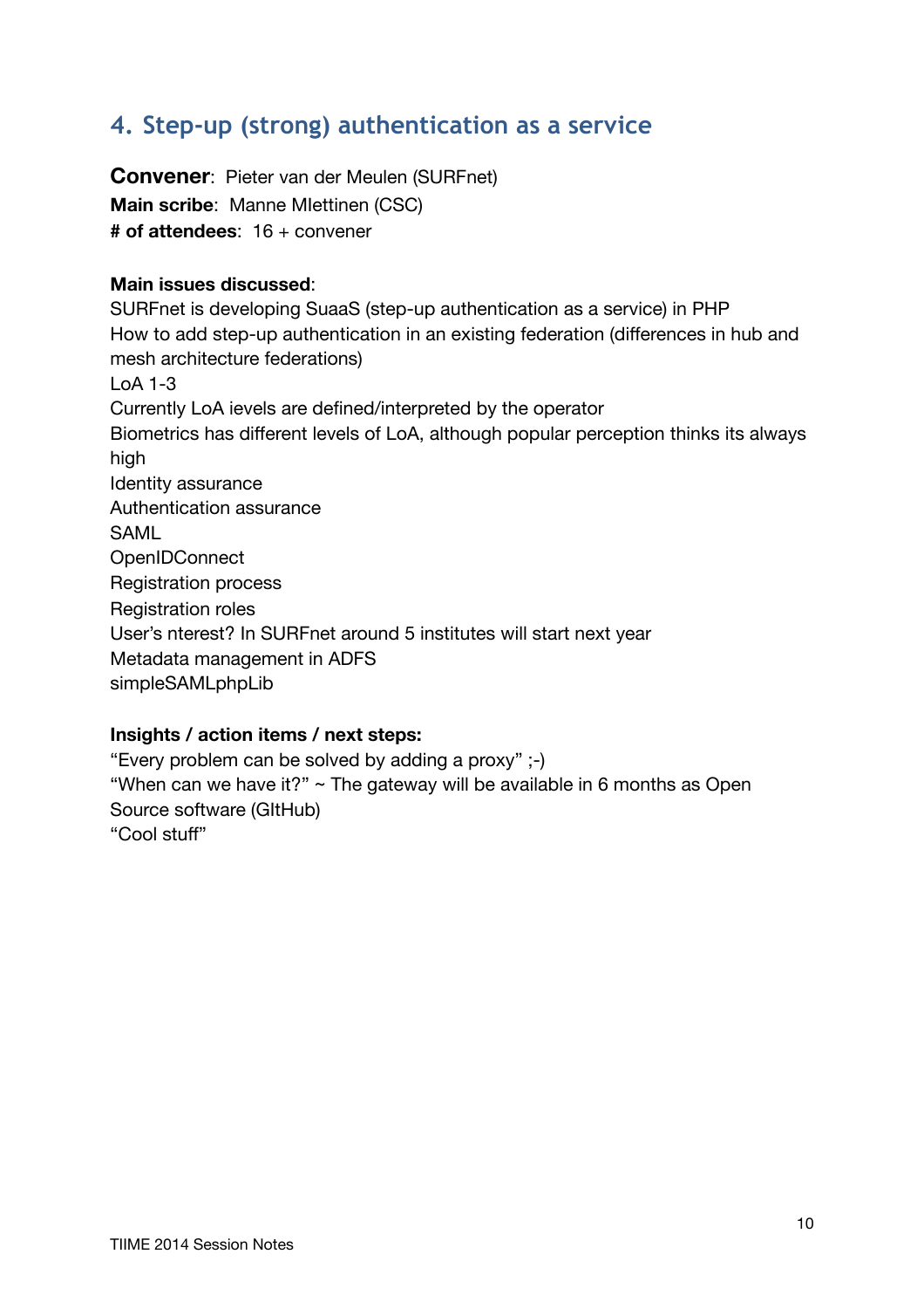## 4. Step-up (strong) authentication as a service

**Convener**: Pieter van der Meulen (SURFnet)
**Main scribe**: Manne MIettinen (CSC)
**# of attendees**: 16 + convener

**Main issues discussed**:
SURFnet is developing SuaaS (step-up authentication as a service) in PHP
How to add step-up authentication in an existing federation (differences in hub and mesh architecture federations)
LoA 1-3
Currently LoA ievels are defined/interpreted by the operator
Biometrics has different levels of LoA, although popular perception thinks its always high
Identity assurance
Authentication assurance
SAML
OpenIDConnect
Registration process
Registration roles
User's nterest? In SURFnet around 5 institutes will start next year
Metadata management in ADFS
simpleSAMLphpLib

**Insights / action items / next steps:**
"Every problem can be solved by adding a proxy" ;-)
"When can we have it?" ~ The gateway will be available in 6 months as Open Source software (GItHub)
"Cool stuff"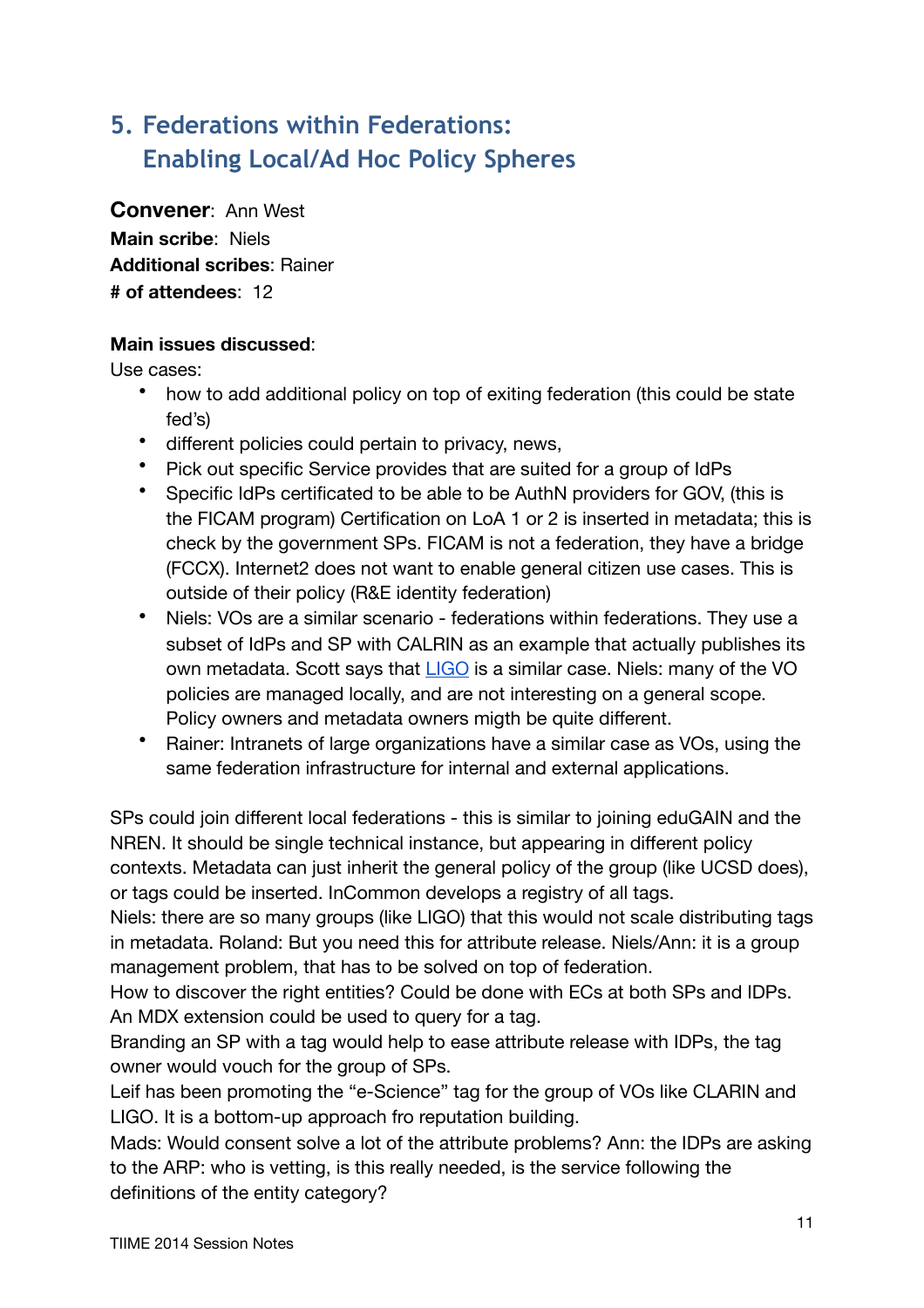## 5. Federations within Federations: Enabling Local/Ad Hoc Policy Spheres

**Convener**: Ann West
**Main scribe**: Niels
**Additional scribes**: Rainer
**# of attendees**: 12

**Main issues discussed**:
Use cases:

- how to add additional policy on top of exiting federation (this could be state fed's)
- different policies could pertain to privacy, news,
- Pick out specific Service provides that are suited for a group of IdPs
- Specific IdPs certificated to be able to be AuthN providers for GOV, (this is the FICAM program) Certification on LoA 1 or 2 is inserted in metadata; this is check by the government SPs. FICAM is not a federation, they have a bridge (FCCX). Internet2 does not want to enable general citizen use cases. This is outside of their policy (R&E identity federation)
- Niels: VOs are a similar scenario - federations within federations. They use a subset of IdPs and SP with CALRIN as an example that actually publishes its own metadata. Scott says that LIGO is a similar case. Niels: many of the VO policies are managed locally, and are not interesting on a general scope. Policy owners and metadata owners migth be quite different.
- Rainer: Intranets of large organizations have a similar case as VOs, using the same federation infrastructure for internal and external applications.

SPs could join different local federations - this is similar to joining eduGAIN and the NREN. It should be single technical instance, but appearing in different policy contexts. Metadata can just inherit the general policy of the group (like UCSD does), or tags could be inserted. InCommon develops a registry of all tags.
Niels: there are so many groups (like LIGO) that this would not scale distributing tags in metadata. Roland: But you need this for attribute release. Niels/Ann: it is a group management problem, that has to be solved on top of federation.
How to discover the right entities? Could be done with ECs at both SPs and IDPs. An MDX extension could be used to query for a tag.
Branding an SP with a tag would help to ease attribute release with IDPs, the tag owner would vouch for the group of SPs.
Leif has been promoting the "e-Science" tag for the group of VOs like CLARIN and LIGO. It is a bottom-up approach fro reputation building.
Mads: Would consent solve a lot of the attribute problems? Ann: the IDPs are asking to the ARP: who is vetting, is this really needed, is the service following the definitions of the entity category?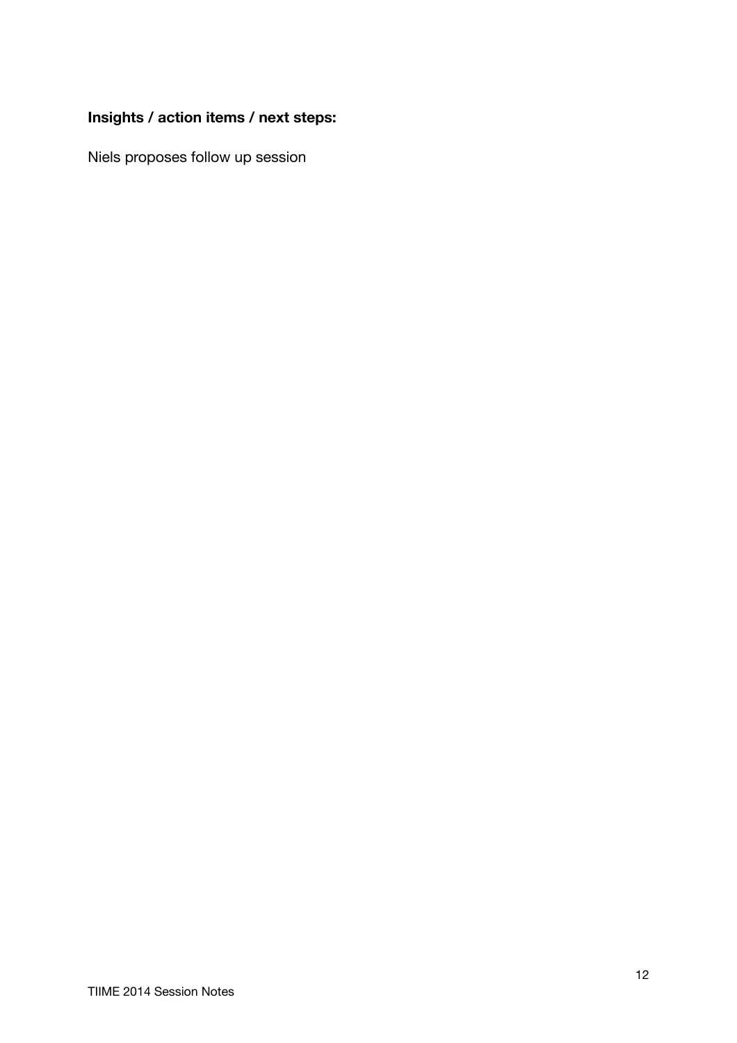**Insights / action items / next steps:**

Niels proposes follow up session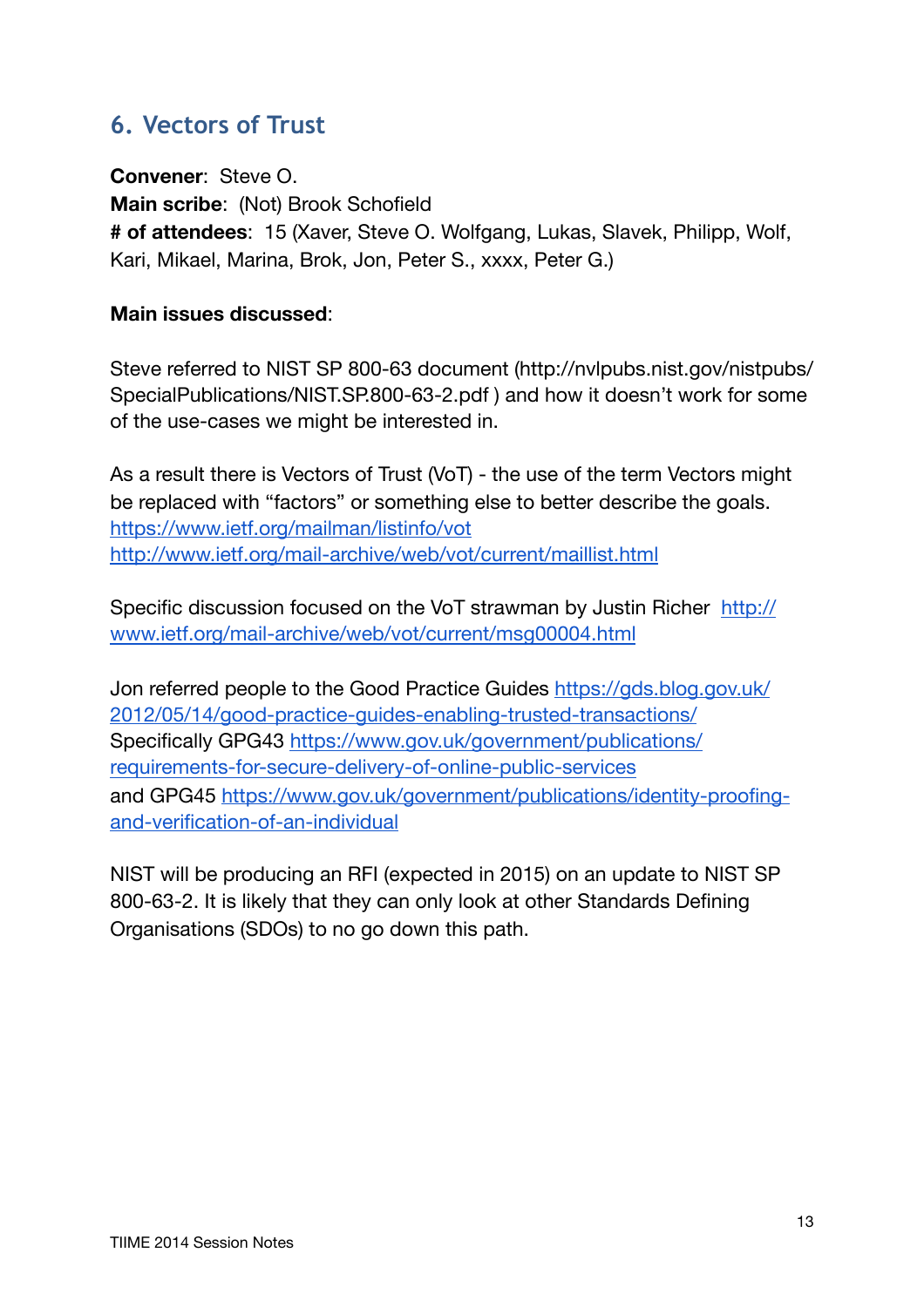## 6. Vectors of Trust

**Convener**: Steve O.
**Main scribe**: (Not) Brook Schofield
**# of attendees**: 15 (Xaver, Steve O. Wolfgang, Lukas, Slavek, Philipp, Wolf, Kari, Mikael, Marina, Brok, Jon, Peter S., xxxx, Peter G.)

**Main issues discussed**:

Steve referred to NIST SP 800-63 document (http://nvlpubs.nist.gov/nistpubs/SpecialPublications/NIST.SP.800-63-2.pdf ) and how it doesn't work for some of the use-cases we might be interested in.

As a result there is Vectors of Trust (VoT) - the use of the term Vectors might be replaced with "factors" or something else to better describe the goals.
https://www.ietf.org/mailman/listinfo/vot
http://www.ietf.org/mail-archive/web/vot/current/maillist.html

Specific discussion focused on the VoT strawman by Justin Richer http://www.ietf.org/mail-archive/web/vot/current/msg00004.html

Jon referred people to the Good Practice Guides https://gds.blog.gov.uk/2012/05/14/good-practice-guides-enabling-trusted-transactions/
Specifically GPG43 https://www.gov.uk/government/publications/requirements-for-secure-delivery-of-online-public-services
and GPG45 https://www.gov.uk/government/publications/identity-proofing-and-verification-of-an-individual

NIST will be producing an RFI (expected in 2015) on an update to NIST SP 800-63-2. It is likely that they can only look at other Standards Defining Organisations (SDOs) to no go down this path.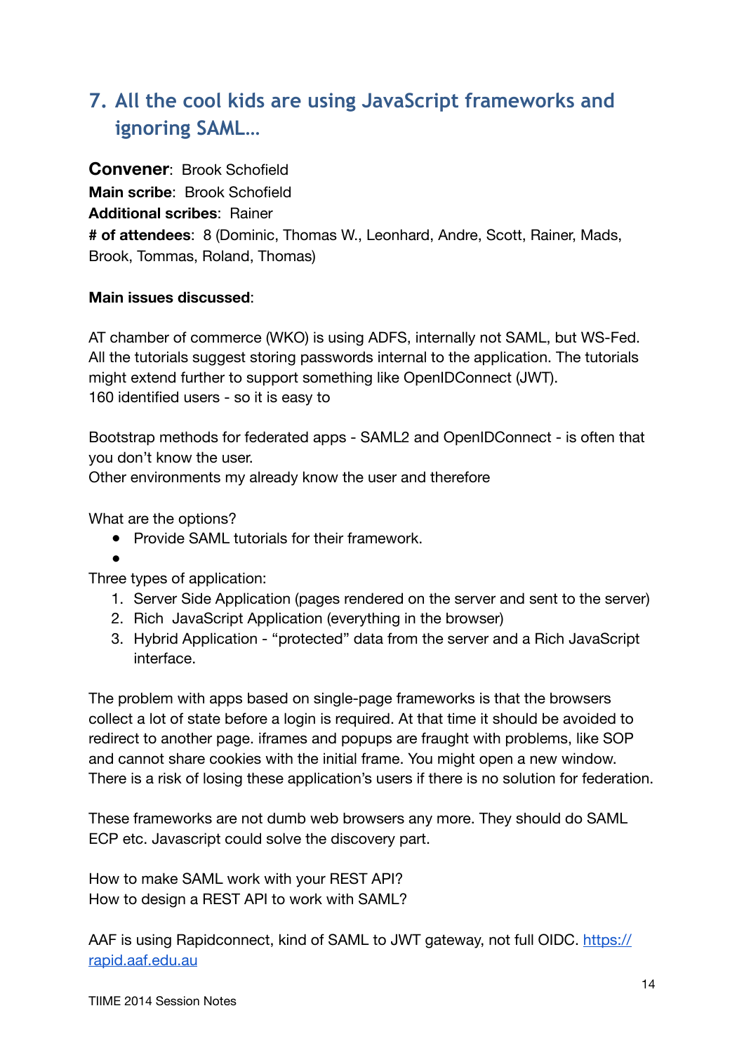## 7. All the cool kids are using JavaScript frameworks and ignoring SAML…

**Convener**: Brook Schofield
**Main scribe**: Brook Schofield
**Additional scribes**: Rainer
**# of attendees**: 8 (Dominic, Thomas W., Leonhard, Andre, Scott, Rainer, Mads, Brook, Tommas, Roland, Thomas)

**Main issues discussed**:

AT chamber of commerce (WKO) is using ADFS, internally not SAML, but WS-Fed. All the tutorials suggest storing passwords internal to the application. The tutorials might extend further to support something like OpenIDConnect (JWT).
160 identified users - so it is easy to

Bootstrap methods for federated apps - SAML2 and OpenIDConnect - is often that you don't know the user.
Other environments my already know the user and therefore

What are the options?

- Provide SAML tutorials for their framework.
- 

Three types of application:

1. Server Side Application (pages rendered on the server and sent to the server)
2. Rich JavaScript Application (everything in the browser)
3. Hybrid Application - "protected" data from the server and a Rich JavaScript interface.

The problem with apps based on single-page frameworks is that the browsers collect a lot of state before a login is required. At that time it should be avoided to redirect to another page. iframes and popups are fraught with problems, like SOP and cannot share cookies with the initial frame. You might open a new window. There is a risk of losing these application's users if there is no solution for federation.

These frameworks are not dumb web browsers any more. They should do SAML ECP etc. Javascript could solve the discovery part.

How to make SAML work with your REST API?
How to design a REST API to work with SAML?

AAF is using Rapidconnect, kind of SAML to JWT gateway, not full OIDC. [https://rapid.aaf.edu.au](https://rapid.aaf.edu.au)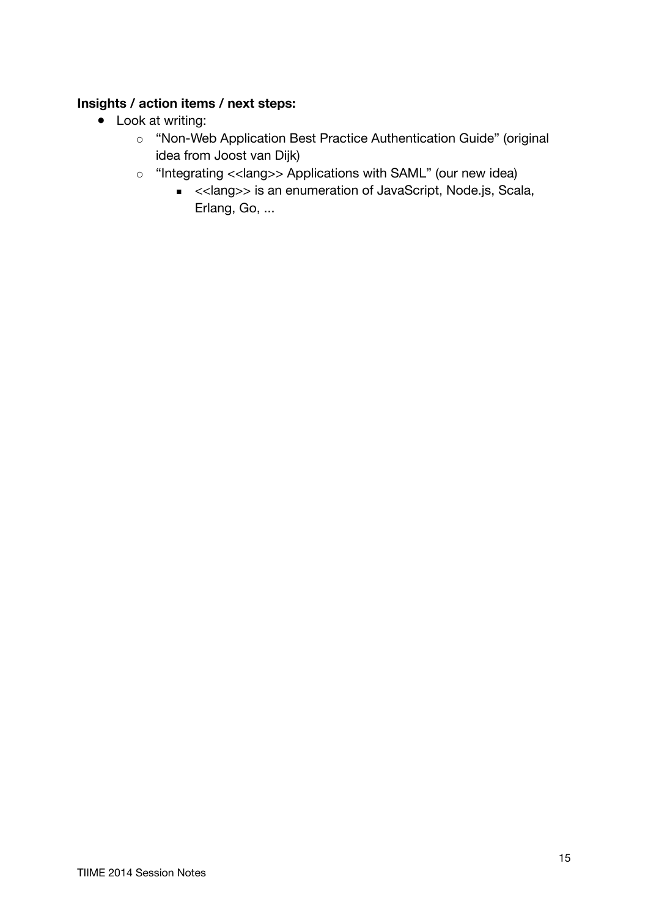**Insights / action items / next steps:**

- Look at writing:
  - "Non-Web Application Best Practice Authentication Guide" (original idea from Joost van Dijk)
  - "Integrating <<lang>> Applications with SAML" (our new idea)
    - <<lang>> is an enumeration of JavaScript, Node.js, Scala, Erlang, Go, ...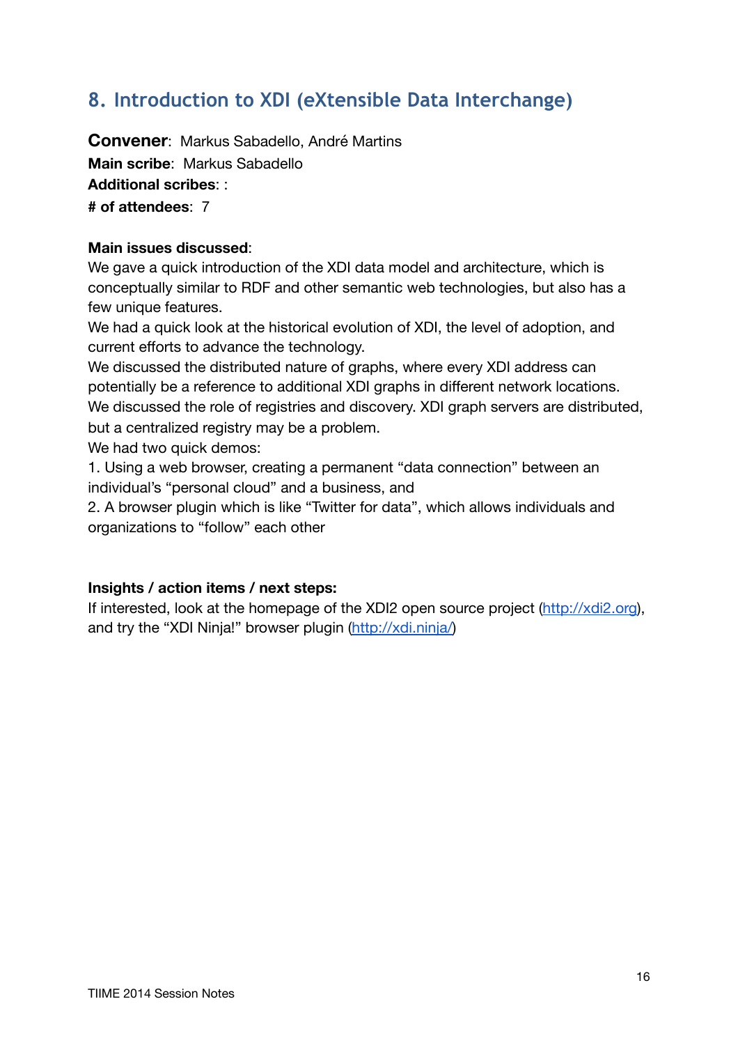## 8. Introduction to XDI (eXtensible Data Interchange)

**Convener**: Markus Sabadello, André Martins
**Main scribe**: Markus Sabadello
**Additional scribes**: :
**# of attendees**: 7

**Main issues discussed**:
We gave a quick introduction of the XDI data model and architecture, which is conceptually similar to RDF and other semantic web technologies, but also has a few unique features.
We had a quick look at the historical evolution of XDI, the level of adoption, and current efforts to advance the technology.
We discussed the distributed nature of graphs, where every XDI address can potentially be a reference to additional XDI graphs in different network locations.
We discussed the role of registries and discovery. XDI graph servers are distributed, but a centralized registry may be a problem.
We had two quick demos:
1. Using a web browser, creating a permanent "data connection" between an individual's "personal cloud" and a business, and
2. A browser plugin which is like "Twitter for data", which allows individuals and organizations to "follow" each other

**Insights / action items / next steps:**
If interested, look at the homepage of the XDI2 open source project (http://xdi2.org), and try the "XDI Ninja!" browser plugin (http://xdi.ninja/)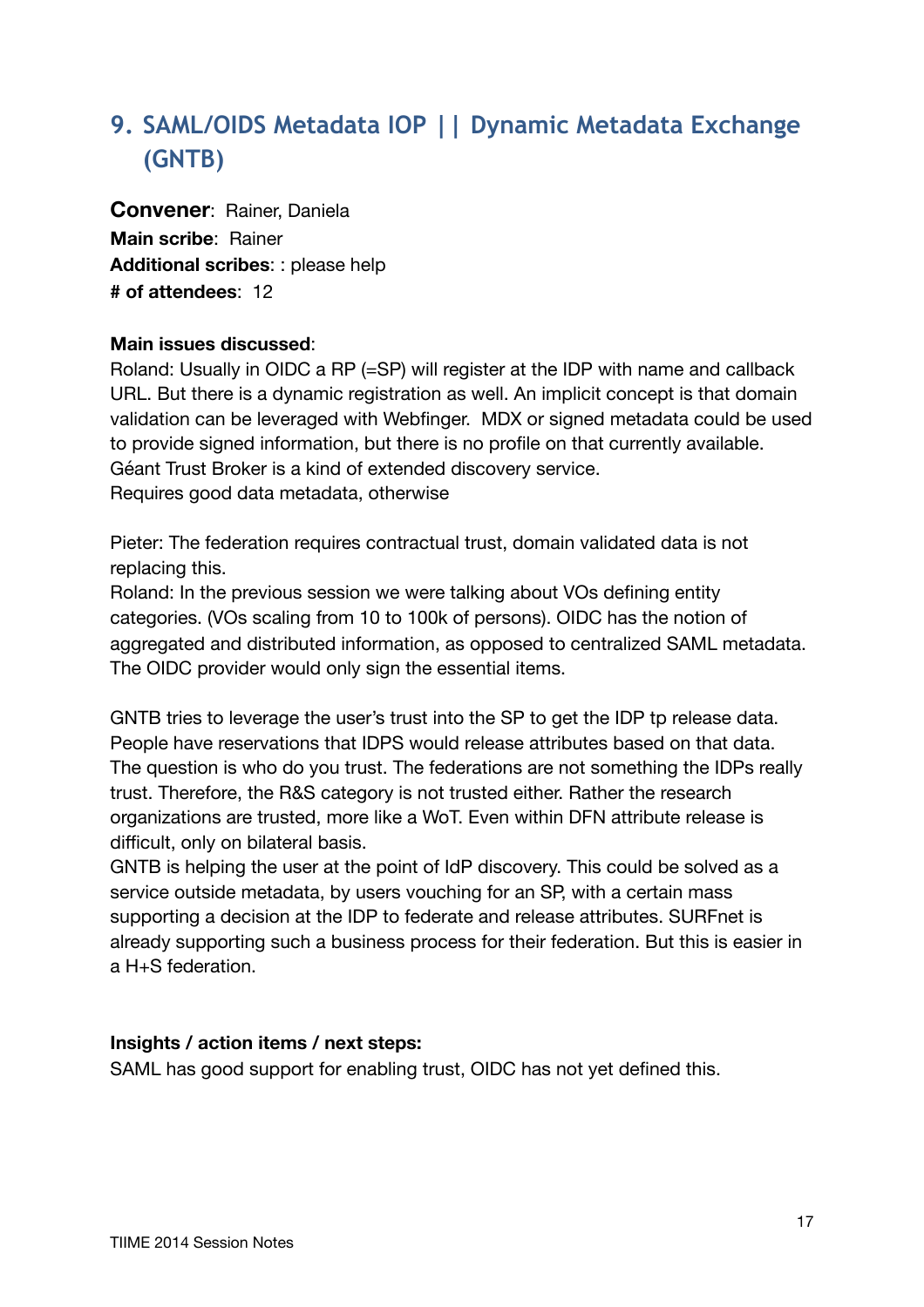## 9. SAML/OIDS Metadata IOP || Dynamic Metadata Exchange (GNTB)

**Convener**: Rainer, Daniela
**Main scribe**: Rainer
**Additional scribes**: : please help
**# of attendees**: 12

**Main issues discussed**:
Roland: Usually in OIDC a RP (=SP) will register at the IDP with name and callback URL. But there is a dynamic registration as well. An implicit concept is that domain validation can be leveraged with Webfinger. MDX or signed metadata could be used to provide signed information, but there is no profile on that currently available. Géant Trust Broker is a kind of extended discovery service.
Requires good data metadata, otherwise

Pieter: The federation requires contractual trust, domain validated data is not replacing this.
Roland: In the previous session we were talking about VOs defining entity categories. (VOs scaling from 10 to 100k of persons). OIDC has the notion of aggregated and distributed information, as opposed to centralized SAML metadata. The OIDC provider would only sign the essential items.

GNTB tries to leverage the user's trust into the SP to get the IDP tp release data. People have reservations that IDPS would release attributes based on that data. The question is who do you trust. The federations are not something the IDPs really trust. Therefore, the R&S category is not trusted either. Rather the research organizations are trusted, more like a WoT. Even within DFN attribute release is difficult, only on bilateral basis.
GNTB is helping the user at the point of IdP discovery. This could be solved as a service outside metadata, by users vouching for an SP, with a certain mass supporting a decision at the IDP to federate and release attributes. SURFnet is already supporting such a business process for their federation. But this is easier in a H+S federation.

**Insights / action items / next steps:**
SAML has good support for enabling trust, OIDC has not yet defined this.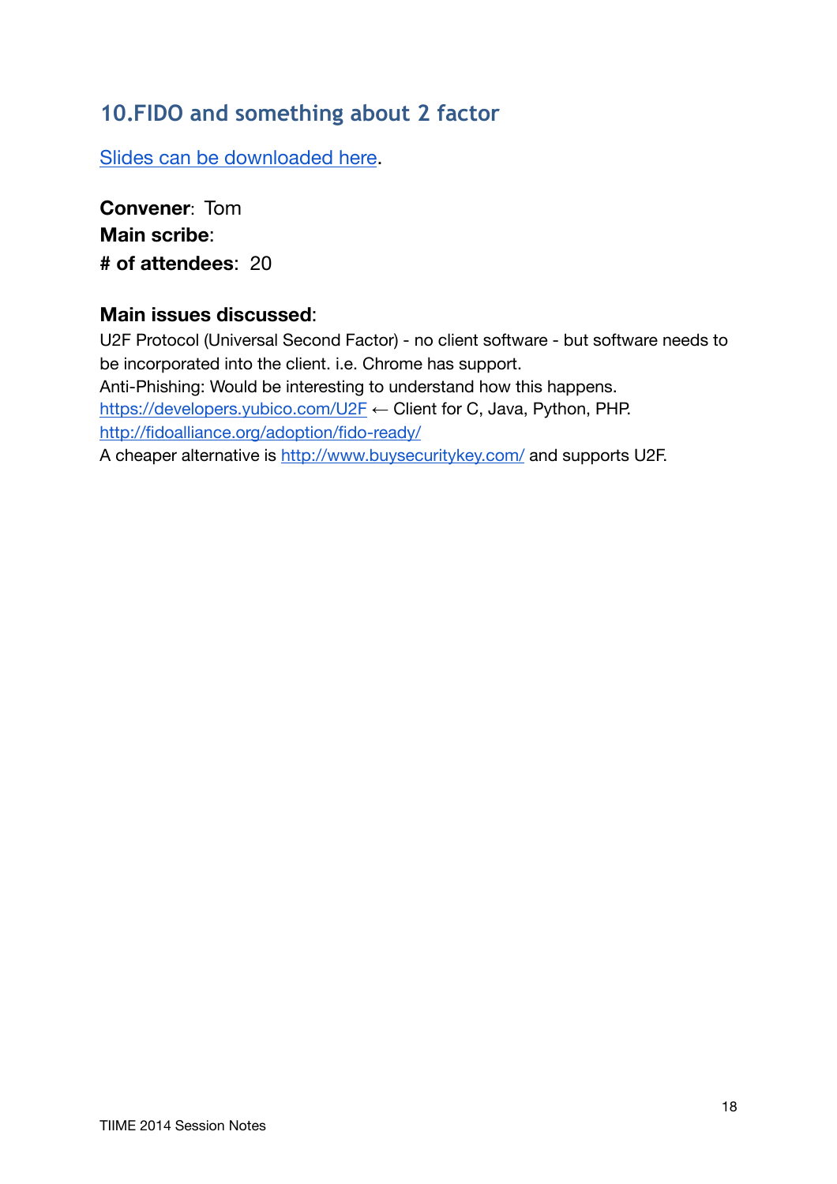## 10. FIDO and something about 2 factor

[Slides can be downloaded here](#).

**Convener**: Tom
**Main scribe**:
**# of attendees**: 20

**Main issues discussed**:
U2F Protocol (Universal Second Factor) - no client software - but software needs to be incorporated into the client. i.e. Chrome has support.
Anti-Phishing: Would be interesting to understand how this happens.
https://developers.yubico.com/U2F ← Client for C, Java, Python, PHP.
http://fidoalliance.org/adoption/fido-ready/
A cheaper alternative is http://www.buysecuritykey.com/ and supports U2F.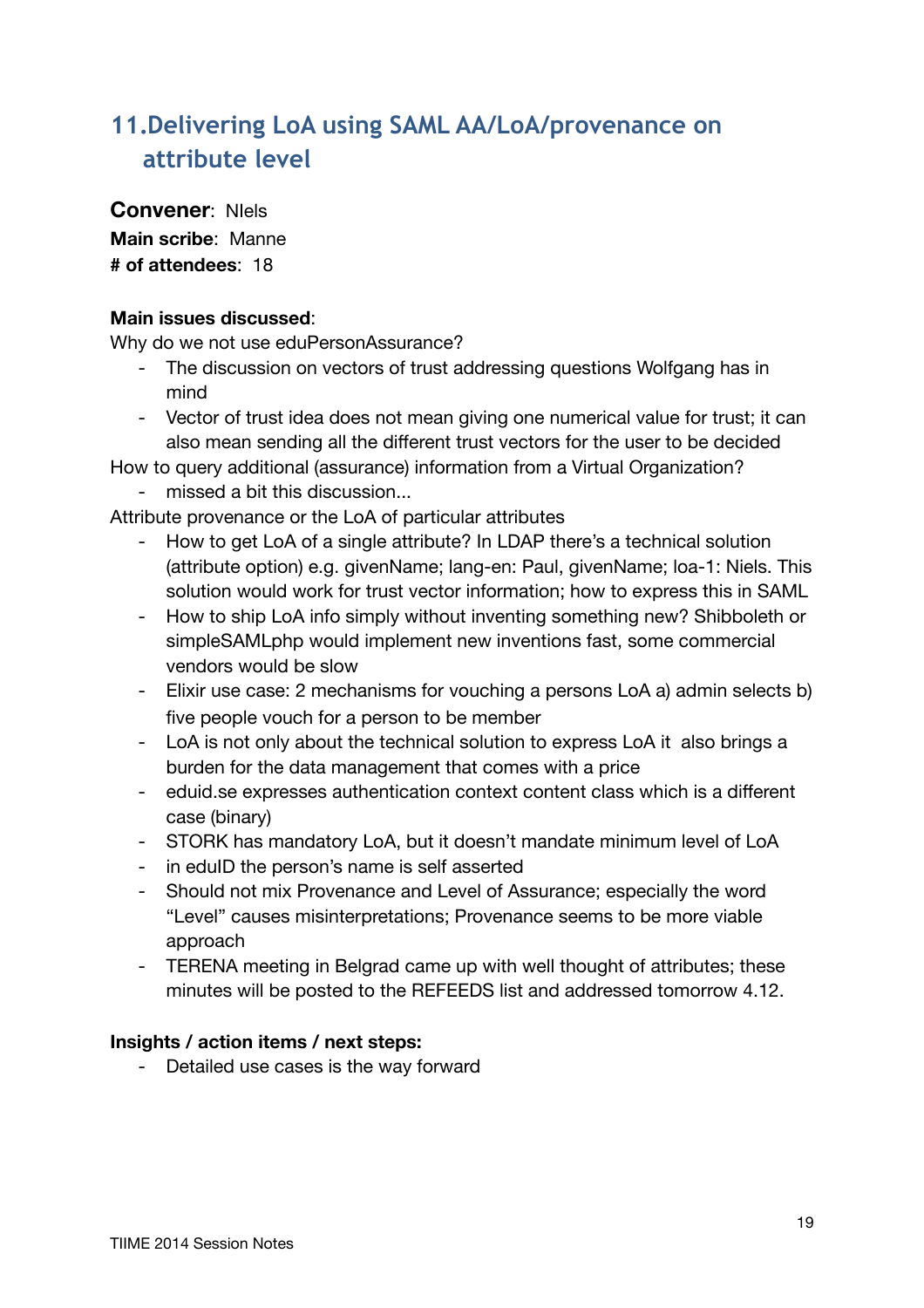## 11. Delivering LoA using SAML AA/LoA/provenance on attribute level

**Convener**: NIels
**Main scribe**: Manne
**# of attendees**: 18

**Main issues discussed**:
Why do we not use eduPersonAssurance?

- The discussion on vectors of trust addressing questions Wolfgang has in mind
- Vector of trust idea does not mean giving one numerical value for trust; it can also mean sending all the different trust vectors for the user to be decided

How to query additional (assurance) information from a Virtual Organization?

- missed a bit this discussion...

Attribute provenance or the LoA of particular attributes

- How to get LoA of a single attribute? In LDAP there's a technical solution (attribute option) e.g. givenName; lang-en: Paul, givenName; loa-1: Niels. This solution would work for trust vector information; how to express this in SAML
- How to ship LoA info simply without inventing something new? Shibboleth or simpleSAMLphp would implement new inventions fast, some commercial vendors would be slow
- Elixir use case: 2 mechanisms for vouching a persons LoA a) admin selects b) five people vouch for a person to be member
- LoA is not only about the technical solution to express LoA it also brings a burden for the data management that comes with a price
- eduid.se expresses authentication context content class which is a different case (binary)
- STORK has mandatory LoA, but it doesn't mandate minimum level of LoA
- in eduID the person's name is self asserted
- Should not mix Provenance and Level of Assurance; especially the word "Level" causes misinterpretations; Provenance seems to be more viable approach
- TERENA meeting in Belgrad came up with well thought of attributes; these minutes will be posted to the REFEEDS list and addressed tomorrow 4.12.

**Insights / action items / next steps:**

- Detailed use cases is the way forward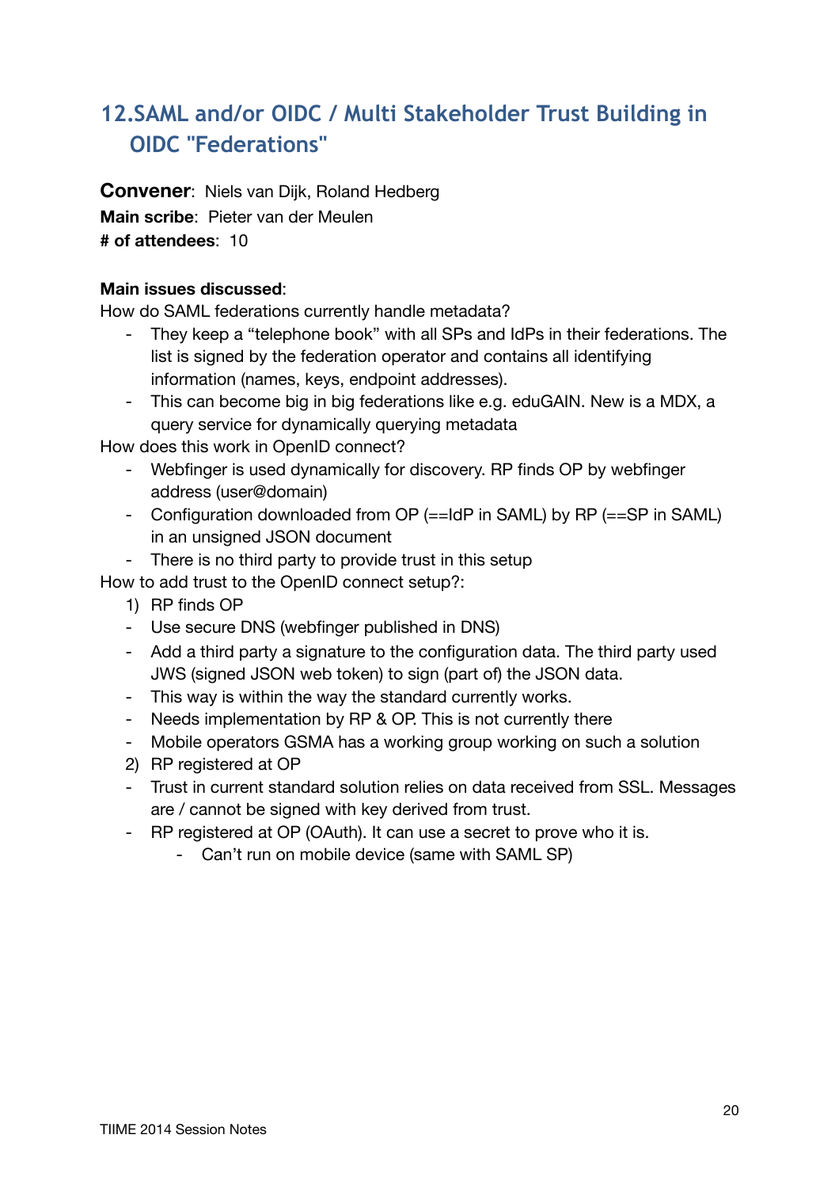## 12. SAML and/or OIDC / Multi Stakeholder Trust Building in OIDC "Federations"

**Convener**: Niels van Dijk, Roland Hedberg
**Main scribe**: Pieter van der Meulen
**# of attendees**: 10

**Main issues discussed**:

How do SAML federations currently handle metadata?

- They keep a "telephone book" with all SPs and IdPs in their federations. The list is signed by the federation operator and contains all identifying information (names, keys, endpoint addresses).
- This can become big in big federations like e.g. eduGAIN. New is a MDX, a query service for dynamically querying metadata

How does this work in OpenID connect?

- Webfinger is used dynamically for discovery. RP finds OP by webfinger address (user@domain)
- Configuration downloaded from OP (==IdP in SAML) by RP (==SP in SAML) in an unsigned JSON document
- There is no third party to provide trust in this setup

How to add trust to the OpenID connect setup?:

1) RP finds OP

- Use secure DNS (webfinger published in DNS)
- Add a third party a signature to the configuration data. The third party used JWS (signed JSON web token) to sign (part of) the JSON data.
- This way is within the way the standard currently works.
- Needs implementation by RP & OP. This is not currently there
- Mobile operators GSMA has a working group working on such a solution

2) RP registered at OP

- Trust in current standard solution relies on data received from SSL. Messages are / cannot be signed with key derived from trust.
- RP registered at OP (OAuth). It can use a secret to prove who it is.
  - Can't run on mobile device (same with SAML SP)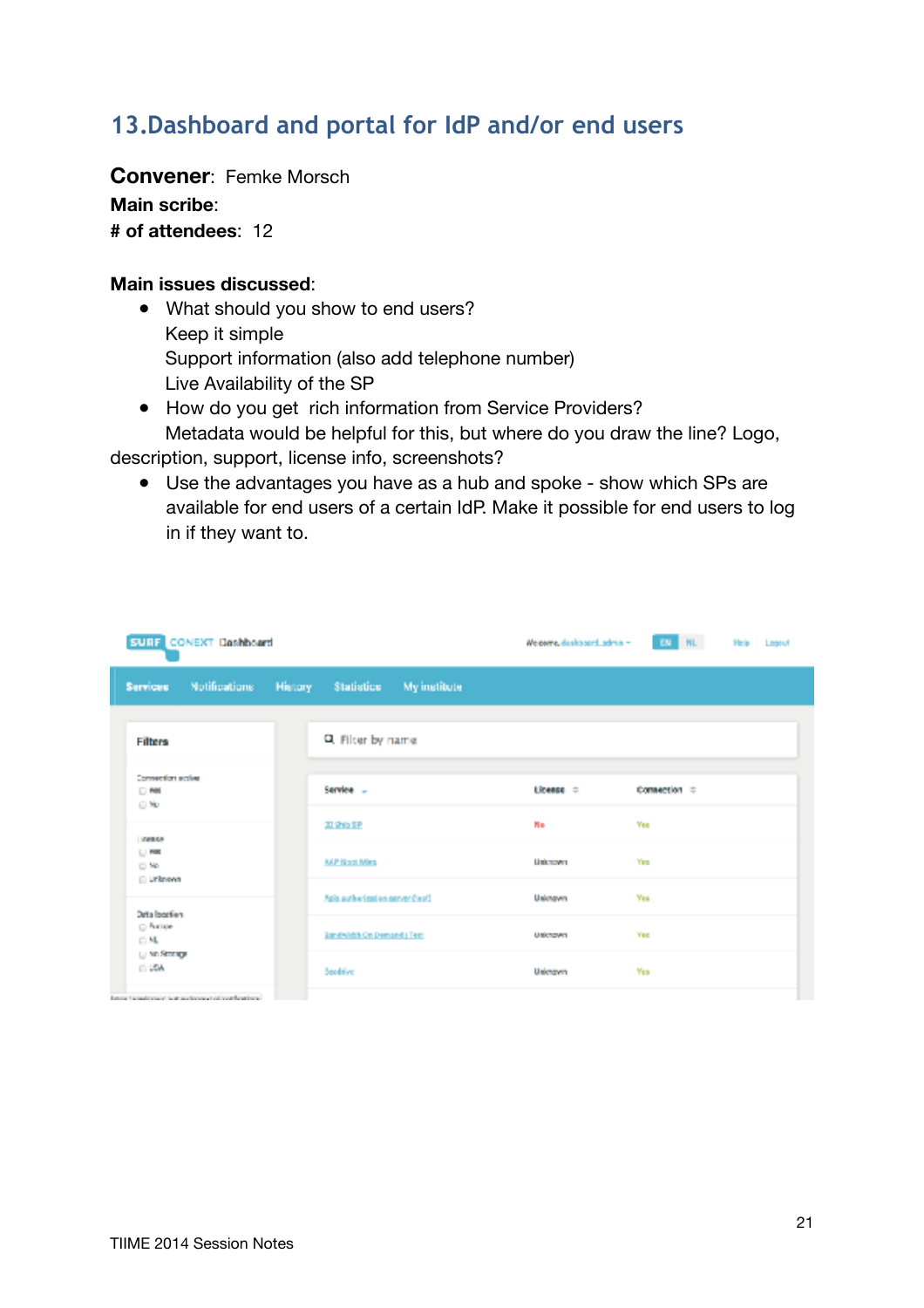## 13.Dashboard and portal for IdP and/or end users

**Convener**: Femke Morsch

**Main scribe**:

**# of attendees**: 12

**Main issues discussed**:

- What should you show to end users?
  Keep it simple
  Support information (also add telephone number)
  Live Availability of the SP
- How do you get rich information from Service Providers?
  Metadata would be helpful for this, but where do you draw the line? Logo, description, support, license info, screenshots?
- Use the advantages you have as a hub and spoke - show which SPs are available for end users of a certain IdP. Make it possible for end users to log in if they want to.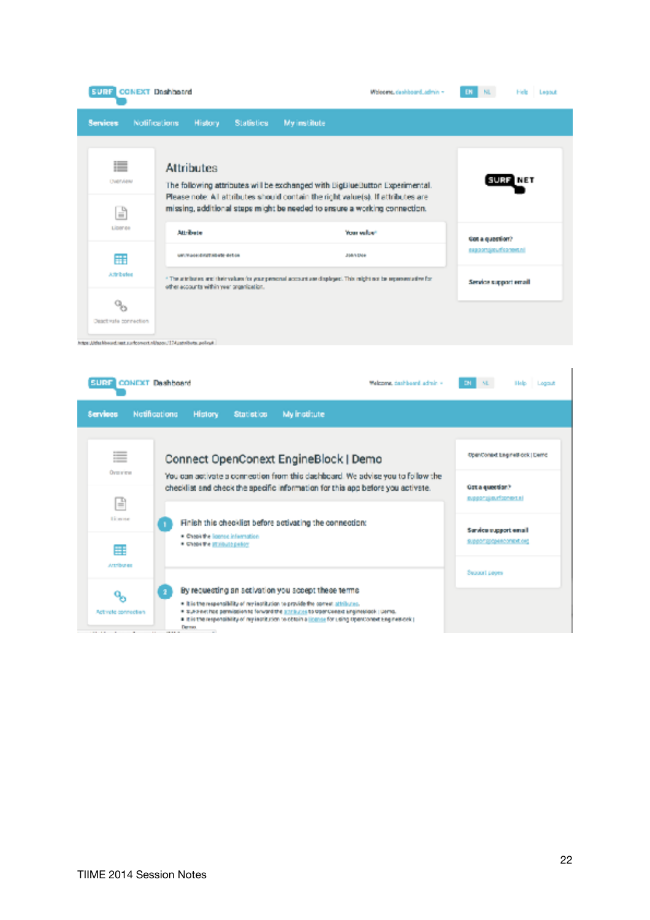SURF CONEXT Dashboard

Welcome, dashboard_admin · EN NL · Help · Logout

Services · Notifications · History · Statistics · My institute

Overview · License · Attributes · Deactivate connection

## Attributes

The following attributes will be exchanged with BigBlueButton Experimental. Please note: All attributes should contain the right value(s). If attributes are missing, additional steps might be needed to ensure a working connection.

| Attribute | Your value* |
| --- | --- |
| urn:mace:dir:attribute-def:cn | John Doe |

* The attributes and their values for your personal account are displayed. This might not be representative for other accounts within your organization.

SURFNET

Got a question?

support@surfconext.nl

Service support email

---

SURF CONEXT Dashboard

Welcome, dashboard_admin · EN NL · Help · Logout

Services · Notifications · History · Statistics · My institute

Overview · License · Attributes · Activate connection

## Connect OpenConext EngineBlock | Demo

You can activate a connection from this dashboard. We advise you to follow the checklist and check the specific information for this app before you activate.

1. Finish this checklist before activating the connection:
   - Check the license information
   - Check the attribute policy

2. By requesting an activation you accept these terms
   - It is the responsibility of my institution to provide the correct attributes.
   - SURFnet has permission to forward the attributes to OpenConext EngineBlock | Demo.
   - It is the responsibility of my institution to obtain a license for using OpenConext EngineBlock | Demo.

OpenConext EngineBlock | Demo

Got a question?

support@surfconext.nl

Service support email

support@openconext.org

Support pages

TIIME 2014 Session Notes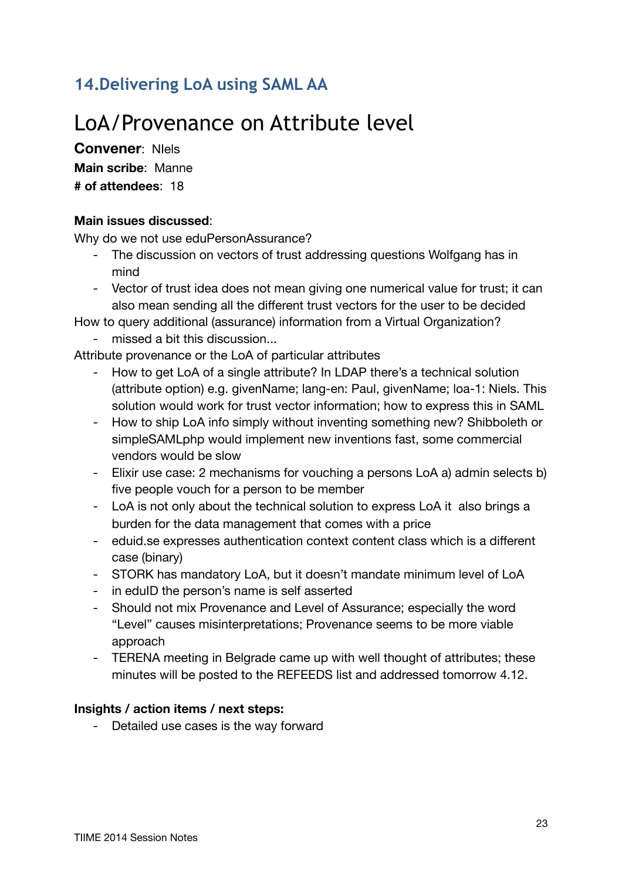## 14.Delivering LoA using SAML AA

# LoA/Provenance on Attribute level

**Convener**: NIels
**Main scribe**: Manne
**# of attendees**: 18

**Main issues discussed**:

Why do we not use eduPersonAssurance?

- The discussion on vectors of trust addressing questions Wolfgang has in mind
- Vector of trust idea does not mean giving one numerical value for trust; it can also mean sending all the different trust vectors for the user to be decided

How to query additional (assurance) information from a Virtual Organization?

- missed a bit this discussion...

Attribute provenance or the LoA of particular attributes

- How to get LoA of a single attribute? In LDAP there's a technical solution (attribute option) e.g. givenName; lang-en: Paul, givenName; loa-1: Niels. This solution would work for trust vector information; how to express this in SAML
- How to ship LoA info simply without inventing something new? Shibboleth or simpleSAMLphp would implement new inventions fast, some commercial vendors would be slow
- Elixir use case: 2 mechanisms for vouching a persons LoA a) admin selects b) five people vouch for a person to be member
- LoA is not only about the technical solution to express LoA it also brings a burden for the data management that comes with a price
- eduid.se expresses authentication context content class which is a different case (binary)
- STORK has mandatory LoA, but it doesn't mandate minimum level of LoA
- in eduID the person's name is self asserted
- Should not mix Provenance and Level of Assurance; especially the word "Level" causes misinterpretations; Provenance seems to be more viable approach
- TERENA meeting in Belgrade came up with well thought of attributes; these minutes will be posted to the REFEEDS list and addressed tomorrow 4.12.

**Insights / action items / next steps:**

- Detailed use cases is the way forward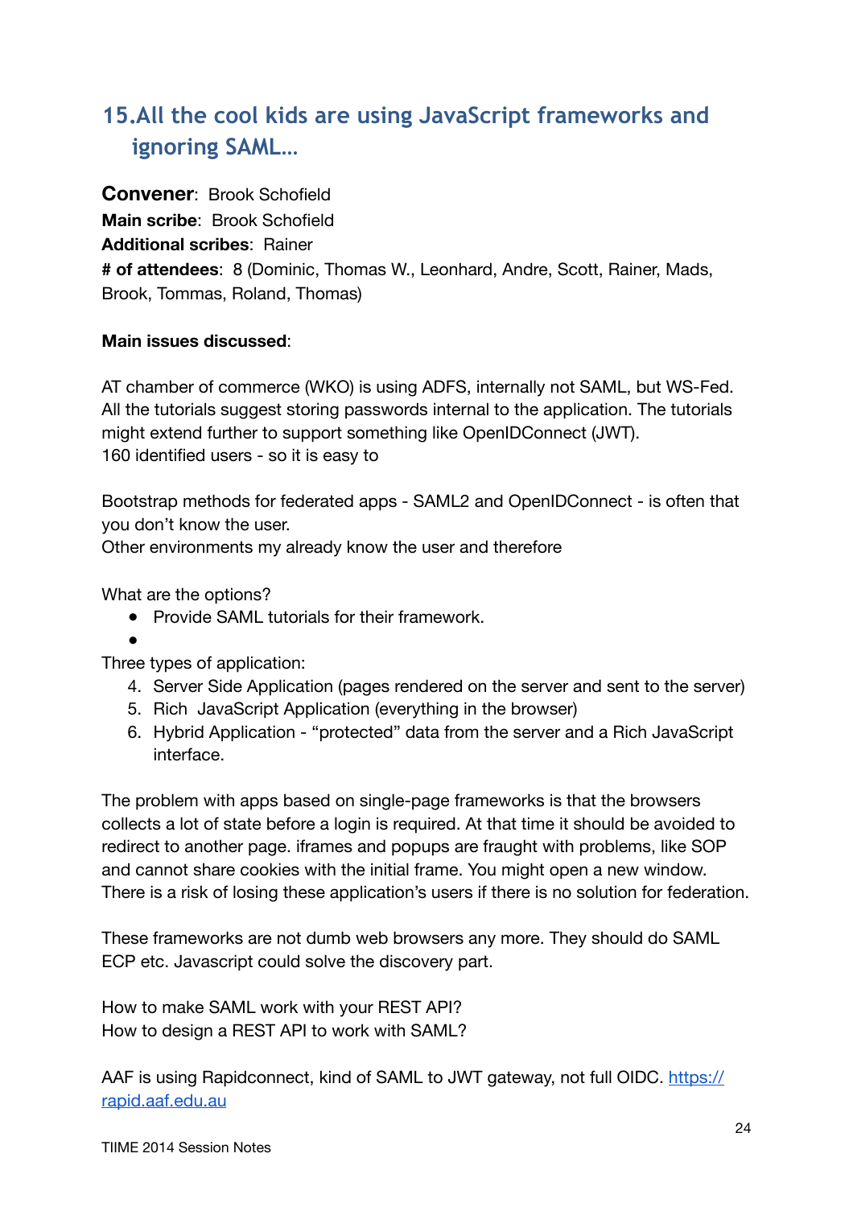## 15. All the cool kids are using JavaScript frameworks and ignoring SAML…

**Convener**: Brook Schofield
**Main scribe**: Brook Schofield
**Additional scribes**: Rainer
**# of attendees**: 8 (Dominic, Thomas W., Leonhard, Andre, Scott, Rainer, Mads, Brook, Tommas, Roland, Thomas)

**Main issues discussed**:

AT chamber of commerce (WKO) is using ADFS, internally not SAML, but WS-Fed. All the tutorials suggest storing passwords internal to the application. The tutorials might extend further to support something like OpenIDConnect (JWT).
160 identified users - so it is easy to

Bootstrap methods for federated apps - SAML2 and OpenIDConnect - is often that you don't know the user.
Other environments my already know the user and therefore

What are the options?

- Provide SAML tutorials for their framework.
-

Three types of application:

4. Server Side Application (pages rendered on the server and sent to the server)
5. Rich JavaScript Application (everything in the browser)
6. Hybrid Application - "protected" data from the server and a Rich JavaScript interface.

The problem with apps based on single-page frameworks is that the browsers collects a lot of state before a login is required. At that time it should be avoided to redirect to another page. iframes and popups are fraught with problems, like SOP and cannot share cookies with the initial frame. You might open a new window. There is a risk of losing these application's users if there is no solution for federation.

These frameworks are not dumb web browsers any more. They should do SAML ECP etc. Javascript could solve the discovery part.

How to make SAML work with your REST API?
How to design a REST API to work with SAML?

AAF is using Rapidconnect, kind of SAML to JWT gateway, not full OIDC. [https://rapid.aaf.edu.au](https://rapid.aaf.edu.au)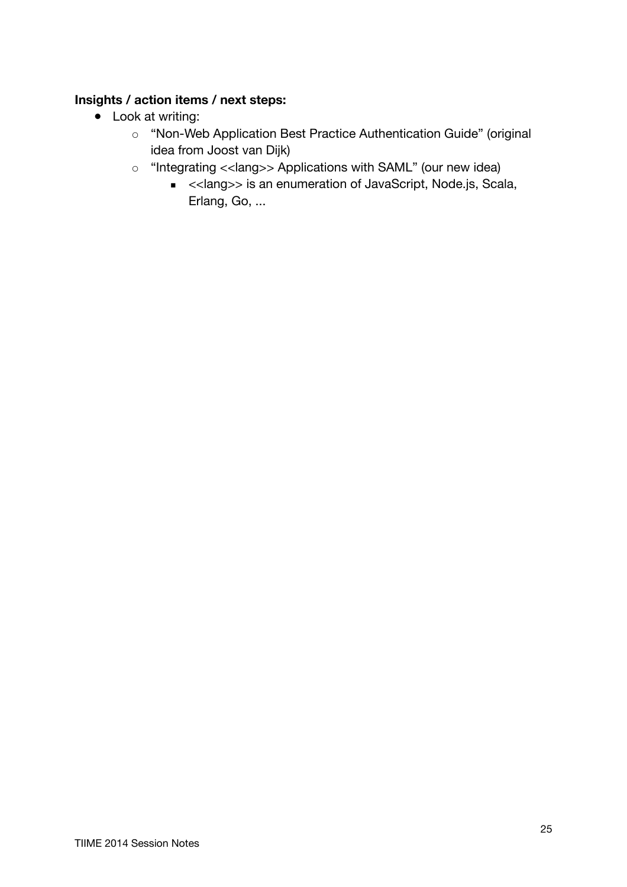**Insights / action items / next steps:**

- Look at writing:
    - "Non-Web Application Best Practice Authentication Guide" (original idea from Joost van Dijk)
    - "Integrating <<lang>> Applications with SAML" (our new idea)
        - <<lang>> is an enumeration of JavaScript, Node.js, Scala, Erlang, Go, ...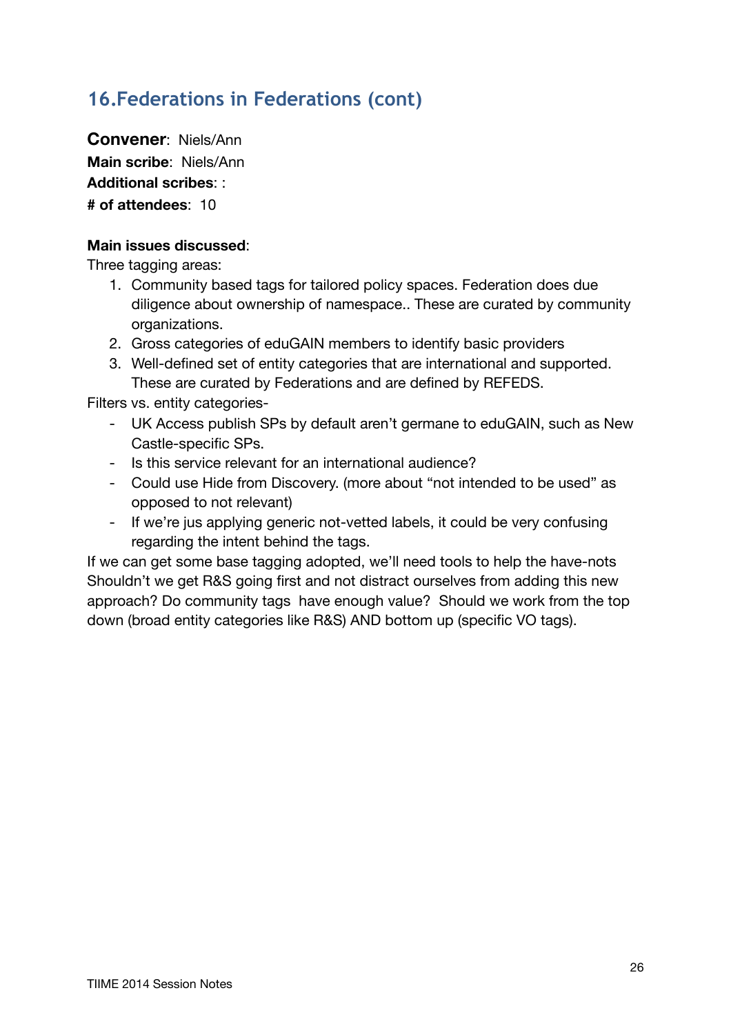## 16.Federations in Federations (cont)

**Convener**: Niels/Ann
**Main scribe**: Niels/Ann
**Additional scribes**: :
**# of attendees**: 10

**Main issues discussed**:
Three tagging areas:

1. Community based tags for tailored policy spaces. Federation does due diligence about ownership of namespace.. These are curated by community organizations.
2. Gross categories of eduGAIN members to identify basic providers
3. Well-defined set of entity categories that are international and supported. These are curated by Federations and are defined by REFEDS.

Filters vs. entity categories-

- UK Access publish SPs by default aren't germane to eduGAIN, such as New Castle-specific SPs.
- Is this service relevant for an international audience?
- Could use Hide from Discovery. (more about "not intended to be used" as opposed to not relevant)
- If we're jus applying generic not-vetted labels, it could be very confusing regarding the intent behind the tags.

If we can get some base tagging adopted, we'll need tools to help the have-nots
Shouldn't we get R&S going first and not distract ourselves from adding this new approach? Do community tags have enough value? Should we work from the top down (broad entity categories like R&S) AND bottom up (specific VO tags).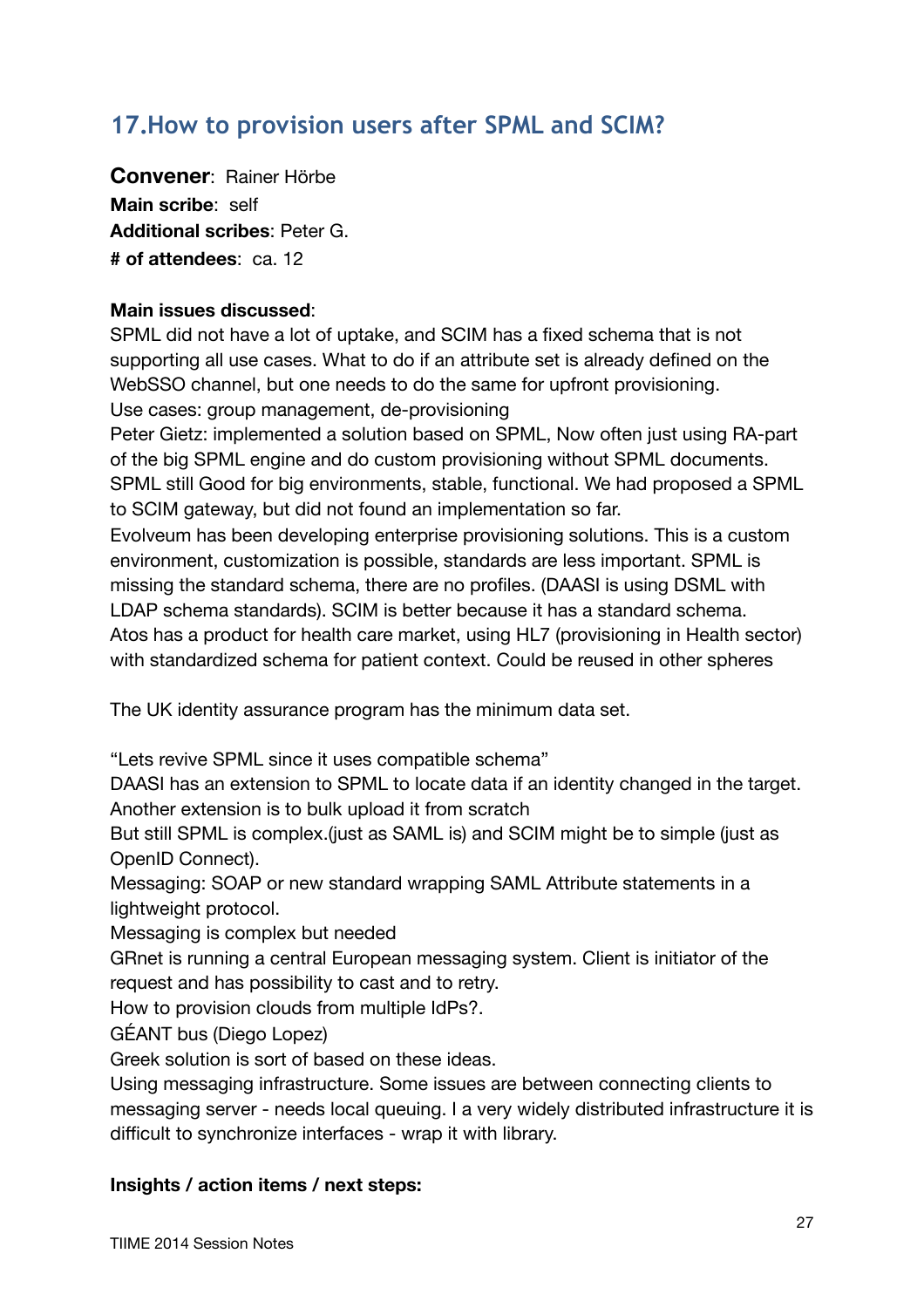## 17.How to provision users after SPML and SCIM?

**Convener**: Rainer Hörbe
**Main scribe**: self
**Additional scribes**: Peter G.
**# of attendees**: ca. 12

**Main issues discussed**:
SPML did not have a lot of uptake, and SCIM has a fixed schema that is not supporting all use cases. What to do if an attribute set is already defined on the WebSSO channel, but one needs to do the same for upfront provisioning.
Use cases: group management, de-provisioning
Peter Gietz: implemented a solution based on SPML, Now often just using RA-part of the big SPML engine and do custom provisioning without SPML documents. SPML still Good for big environments, stable, functional. We had proposed a SPML to SCIM gateway, but did not found an implementation so far.
Evolveum has been developing enterprise provisioning solutions. This is a custom environment, customization is possible, standards are less important. SPML is missing the standard schema, there are no profiles. (DAASI is using DSML with LDAP schema standards). SCIM is better because it has a standard schema.
Atos has a product for health care market, using HL7 (provisioning in Health sector) with standardized schema for patient context. Could be reused in other spheres

The UK identity assurance program has the minimum data set.

"Lets revive SPML since it uses compatible schema"
DAASI has an extension to SPML to locate data if an identity changed in the target.
Another extension is to bulk upload it from scratch
But still SPML is complex.(just as SAML is) and SCIM might be to simple (just as OpenID Connect).
Messaging: SOAP or new standard wrapping SAML Attribute statements in a lightweight protocol.
Messaging is complex but needed
GRnet is running a central European messaging system. Client is initiator of the request and has possibility to cast and to retry.
How to provision clouds from multiple IdPs?.
GÉANT bus (Diego Lopez)
Greek solution is sort of based on these ideas.
Using messaging infrastructure. Some issues are between connecting clients to messaging server - needs local queuing. I a very widely distributed infrastructure it is difficult to synchronize interfaces - wrap it with library.

**Insights / action items / next steps:**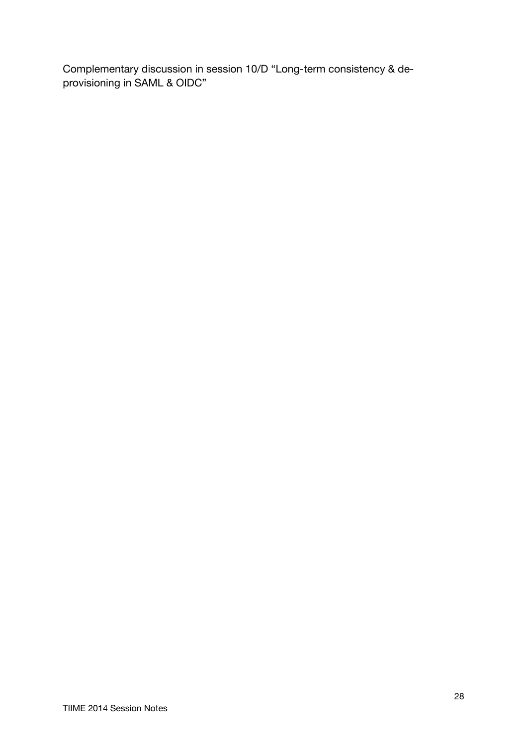Complementary discussion in session 10/D “Long-term consistency & de-provisioning in SAML & OIDC”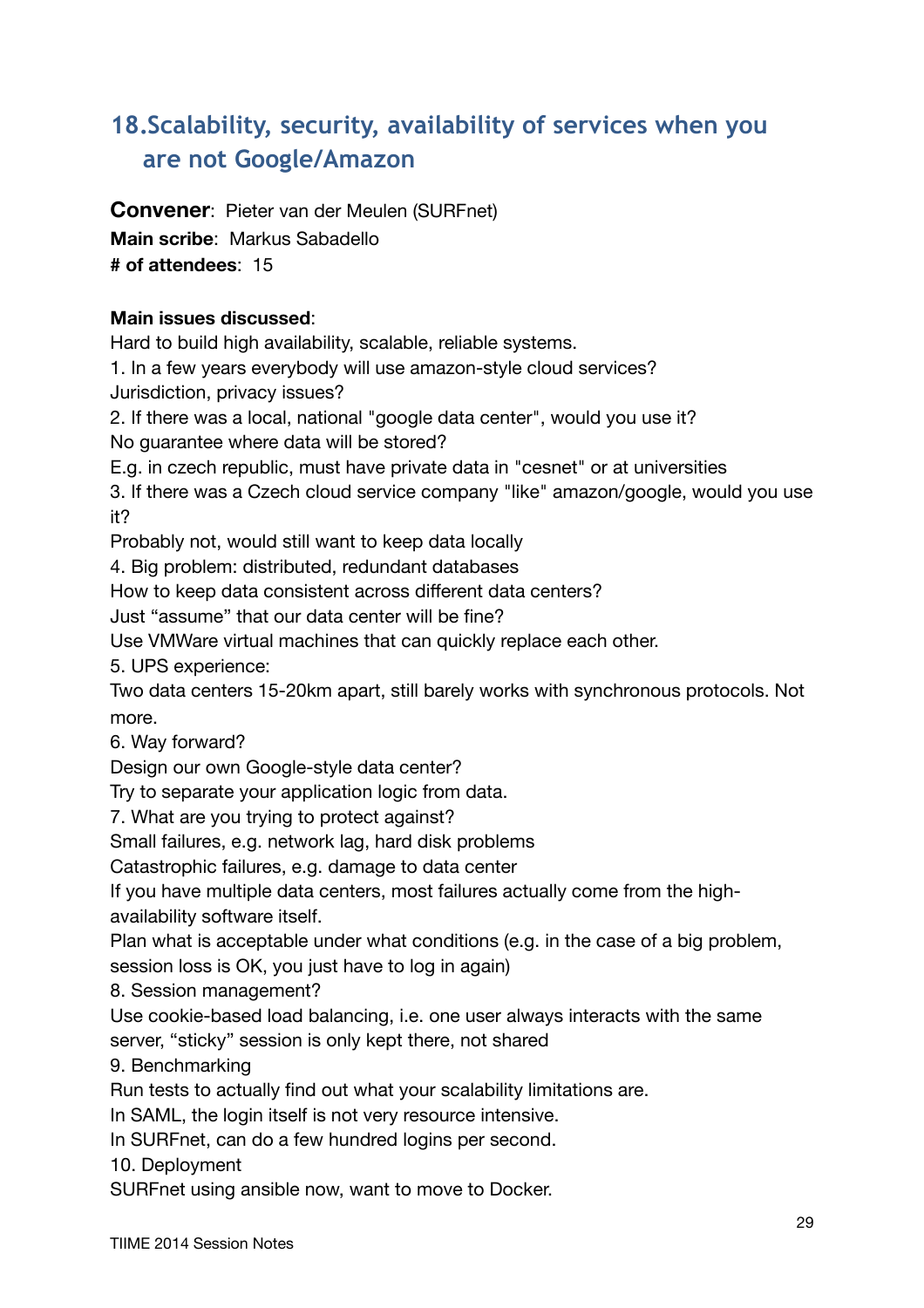## 18. Scalability, security, availability of services when you are not Google/Amazon

**Convener**: Pieter van der Meulen (SURFnet)
**Main scribe**: Markus Sabadello
**# of attendees**: 15

**Main issues discussed**:

Hard to build high availability, scalable, reliable systems.

1. In a few years everybody will use amazon-style cloud services?
Jurisdiction, privacy issues?
2. If there was a local, national "google data center", would you use it?
No guarantee where data will be stored?
E.g. in czech republic, must have private data in "cesnet" or at universities
3. If there was a Czech cloud service company "like" amazon/google, would you use it?
Probably not, would still want to keep data locally
4. Big problem: distributed, redundant databases
How to keep data consistent across different data centers?
Just "assume" that our data center will be fine?
Use VMWare virtual machines that can quickly replace each other.
5. UPS experience:
Two data centers 15-20km apart, still barely works with synchronous protocols. Not more.
6. Way forward?
Design our own Google-style data center?
Try to separate your application logic from data.
7. What are you trying to protect against?
Small failures, e.g. network lag, hard disk problems
Catastrophic failures, e.g. damage to data center
If you have multiple data centers, most failures actually come from the high-availability software itself.
Plan what is acceptable under what conditions (e.g. in the case of a big problem, session loss is OK, you just have to log in again)
8. Session management?
Use cookie-based load balancing, i.e. one user always interacts with the same server, "sticky" session is only kept there, not shared
9. Benchmarking
Run tests to actually find out what your scalability limitations are.
In SAML, the login itself is not very resource intensive.
In SURFnet, can do a few hundred logins per second.
10. Deployment
SURFnet using ansible now, want to move to Docker.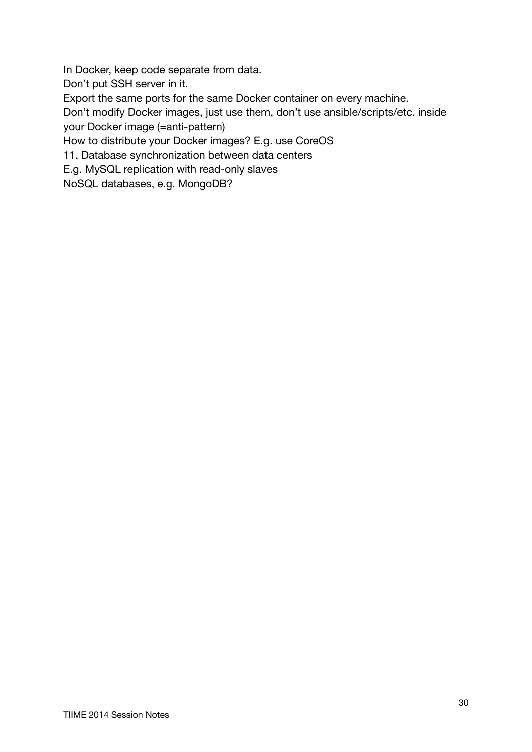In Docker, keep code separate from data.

Don’t put SSH server in it.

Export the same ports for the same Docker container on every machine.

Don’t modify Docker images, just use them, don’t use ansible/scripts/etc. inside your Docker image (=anti-pattern)

How to distribute your Docker images? E.g. use CoreOS

11. Database synchronization between data centers

E.g. MySQL replication with read-only slaves

NoSQL databases, e.g. MongoDB?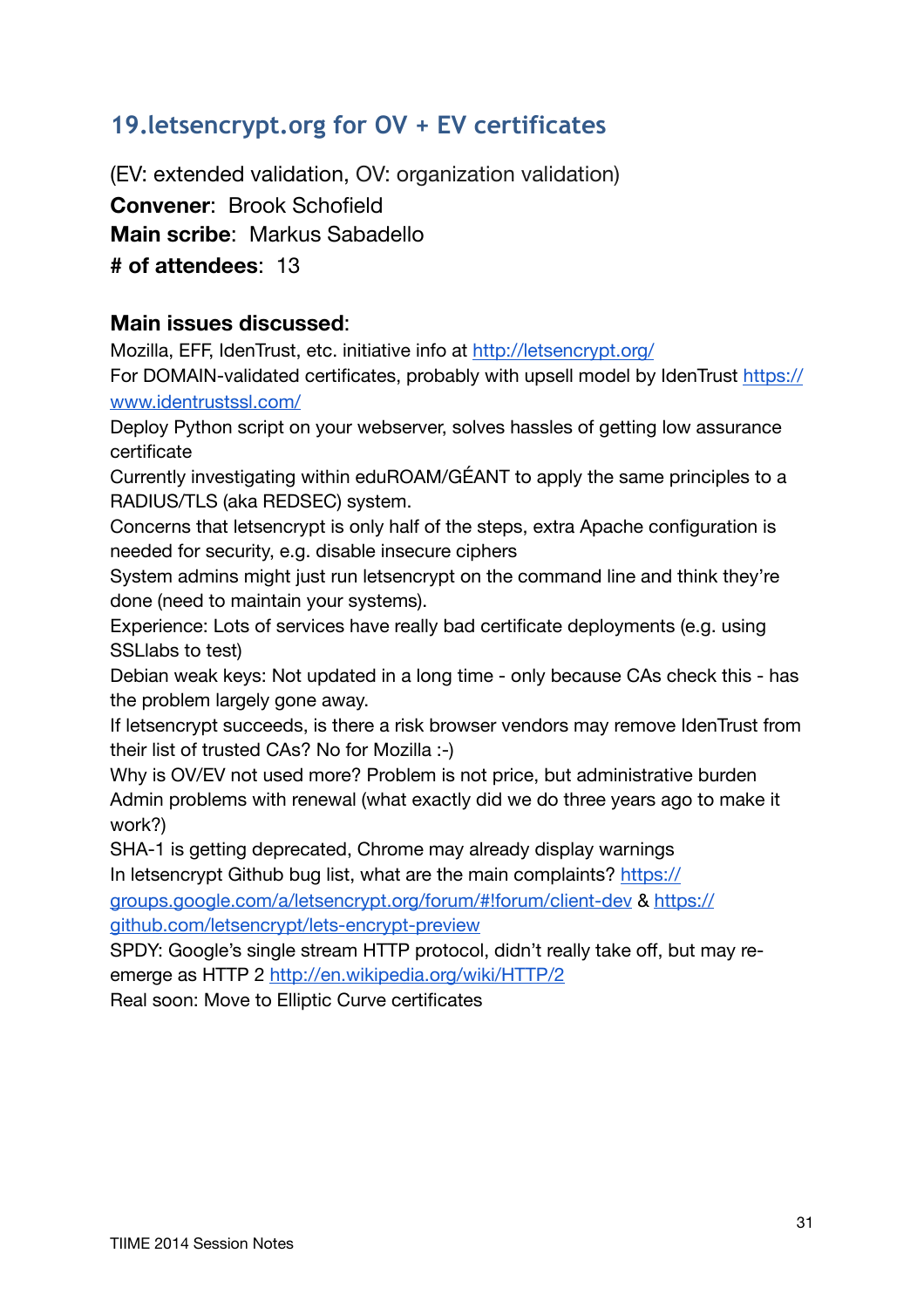## 19. letsencrypt.org for OV + EV certificates

(EV: extended validation, OV: organization validation)
**Convener**: Brook Schofield
**Main scribe**: Markus Sabadello
**# of attendees**: 13

### Main issues discussed:

Mozilla, EFF, IdenTrust, etc. initiative info at http://letsencrypt.org/
For DOMAIN-validated certificates, probably with upsell model by IdenTrust https://www.identrustssl.com/
Deploy Python script on your webserver, solves hassles of getting low assurance certificate
Currently investigating within eduROAM/GÉANT to apply the same principles to a RADIUS/TLS (aka REDSEC) system.
Concerns that letsencrypt is only half of the steps, extra Apache configuration is needed for security, e.g. disable insecure ciphers
System admins might just run letsencrypt on the command line and think they're done (need to maintain your systems).
Experience: Lots of services have really bad certificate deployments (e.g. using SSLlabs to test)
Debian weak keys: Not updated in a long time - only because CAs check this - has the problem largely gone away.
If letsencrypt succeeds, is there a risk browser vendors may remove IdenTrust from their list of trusted CAs? No for Mozilla :-)
Why is OV/EV not used more? Problem is not price, but administrative burden
Admin problems with renewal (what exactly did we do three years ago to make it work?)
SHA-1 is getting deprecated, Chrome may already display warnings
In letsencrypt Github bug list, what are the main complaints? https://groups.google.com/a/letsencrypt.org/forum/#!forum/client-dev & https://github.com/letsencrypt/lets-encrypt-preview
SPDY: Google's single stream HTTP protocol, didn't really take off, but may re-emerge as HTTP 2 http://en.wikipedia.org/wiki/HTTP/2
Real soon: Move to Elliptic Curve certificates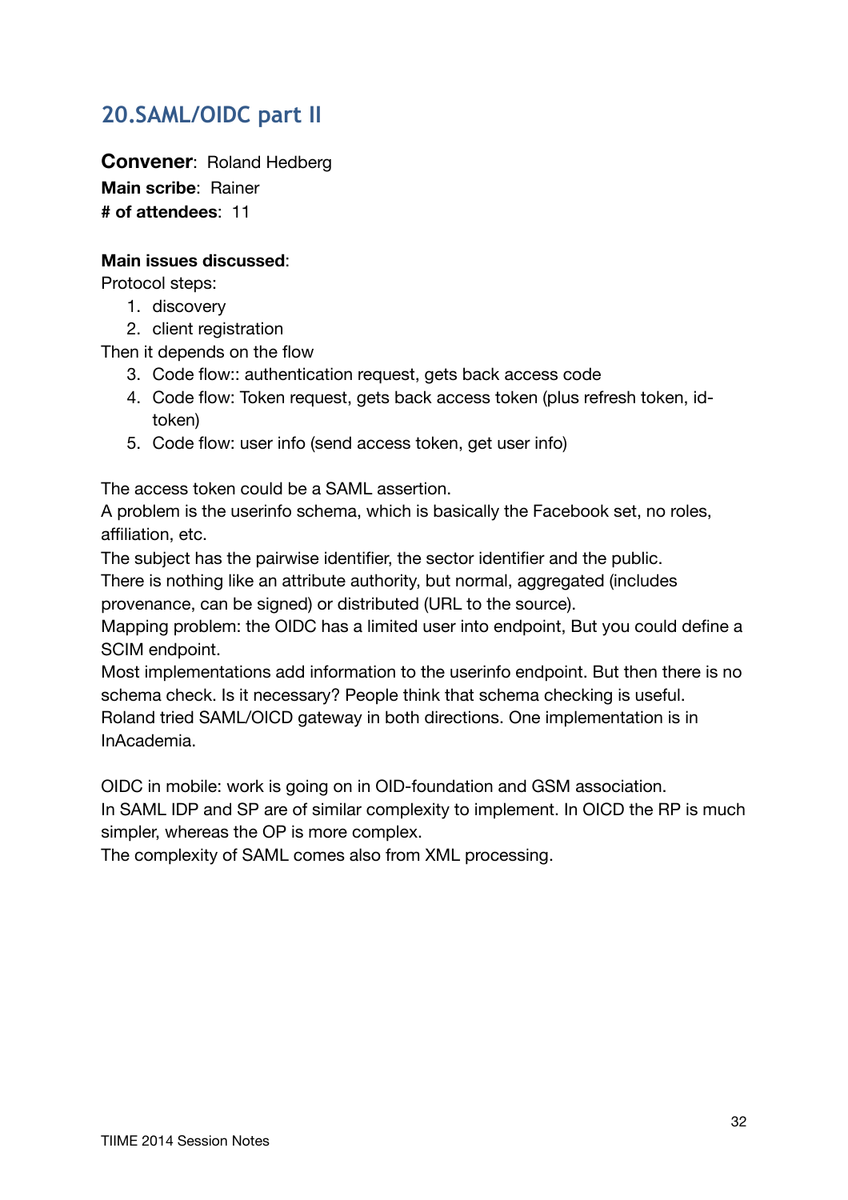## 20.SAML/OIDC part II

**Convener**: Roland Hedberg
**Main scribe**: Rainer
**# of attendees**: 11

**Main issues discussed**:
Protocol steps:

1. discovery
2. client registration

Then it depends on the flow

3. Code flow:: authentication request, gets back access code
4. Code flow: Token request, gets back access token (plus refresh token, id-token)
5. Code flow: user info (send access token, get user info)

The access token could be a SAML assertion.
A problem is the userinfo schema, which is basically the Facebook set, no roles, affiliation, etc.
The subject has the pairwise identifier, the sector identifier and the public.
There is nothing like an attribute authority, but normal, aggregated (includes provenance, can be signed) or distributed (URL to the source).
Mapping problem: the OIDC has a limited user into endpoint, But you could define a SCIM endpoint.
Most implementations add information to the userinfo endpoint. But then there is no schema check. Is it necessary? People think that schema checking is useful.
Roland tried SAML/OICD gateway in both directions. One implementation is in InAcademia.

OIDC in mobile: work is going on in OID-foundation and GSM association.
In SAML IDP and SP are of similar complexity to implement. In OICD the RP is much simpler, whereas the OP is more complex.
The complexity of SAML comes also from XML processing.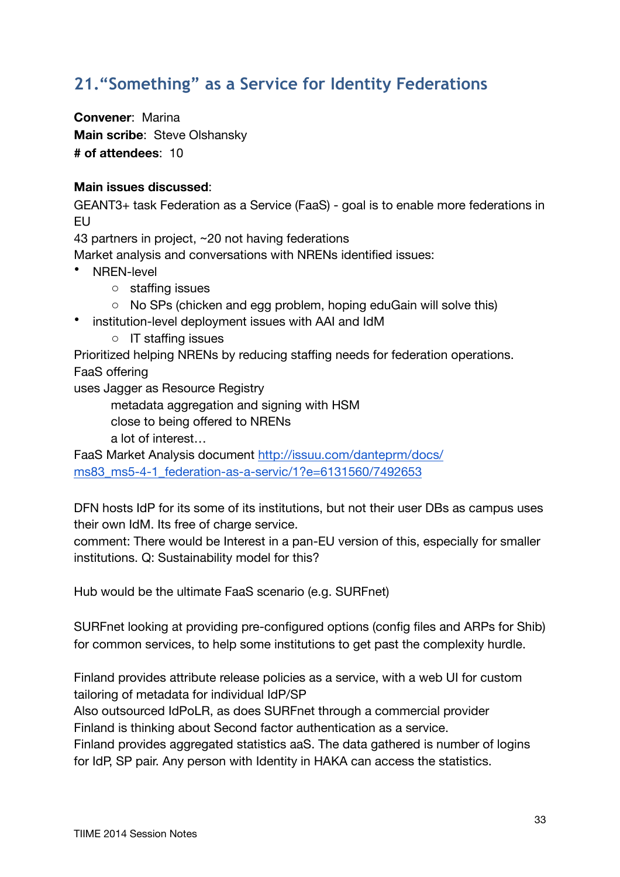## 21. "Something" as a Service for Identity Federations

**Convener**: Marina
**Main scribe**: Steve Olshansky
**# of attendees**: 10

**Main issues discussed**:

GEANT3+ task Federation as a Service (FaaS) - goal is to enable more federations in EU
43 partners in project, ~20 not having federations
Market analysis and conversations with NRENs identified issues:

- NREN-level
  - staffing issues
  - No SPs (chicken and egg problem, hoping eduGain will solve this)
- institution-level deployment issues with AAI and IdM
  - IT staffing issues

Prioritized helping NRENs by reducing staffing needs for federation operations.
FaaS offering
uses Jagger as Resource Registry

metadata aggregation and signing with HSM
close to being offered to NRENs
a lot of interest…

FaaS Market Analysis document [http://issuu.com/danteprm/docs/ms83_ms5-4-1_federation-as-a-servic/1?e=6131560/7492653](http://issuu.com/danteprm/docs/ms83_ms5-4-1_federation-as-a-servic/1?e=6131560/7492653)

DFN hosts IdP for its some of its institutions, but not their user DBs as campus uses their own IdM. Its free of charge service.
comment: There would be Interest in a pan-EU version of this, especially for smaller institutions. Q: Sustainability model for this?

Hub would be the ultimate FaaS scenario (e.g. SURFnet)

SURFnet looking at providing pre-configured options (config files and ARPs for Shib) for common services, to help some institutions to get past the complexity hurdle.

Finland provides attribute release policies as a service, with a web UI for custom tailoring of metadata for individual IdP/SP
Also outsourced IdPoLR, as does SURFnet through a commercial provider
Finland is thinking about Second factor authentication as a service.
Finland provides aggregated statistics aaS. The data gathered is number of logins for IdP, SP pair. Any person with Identity in HAKA can access the statistics.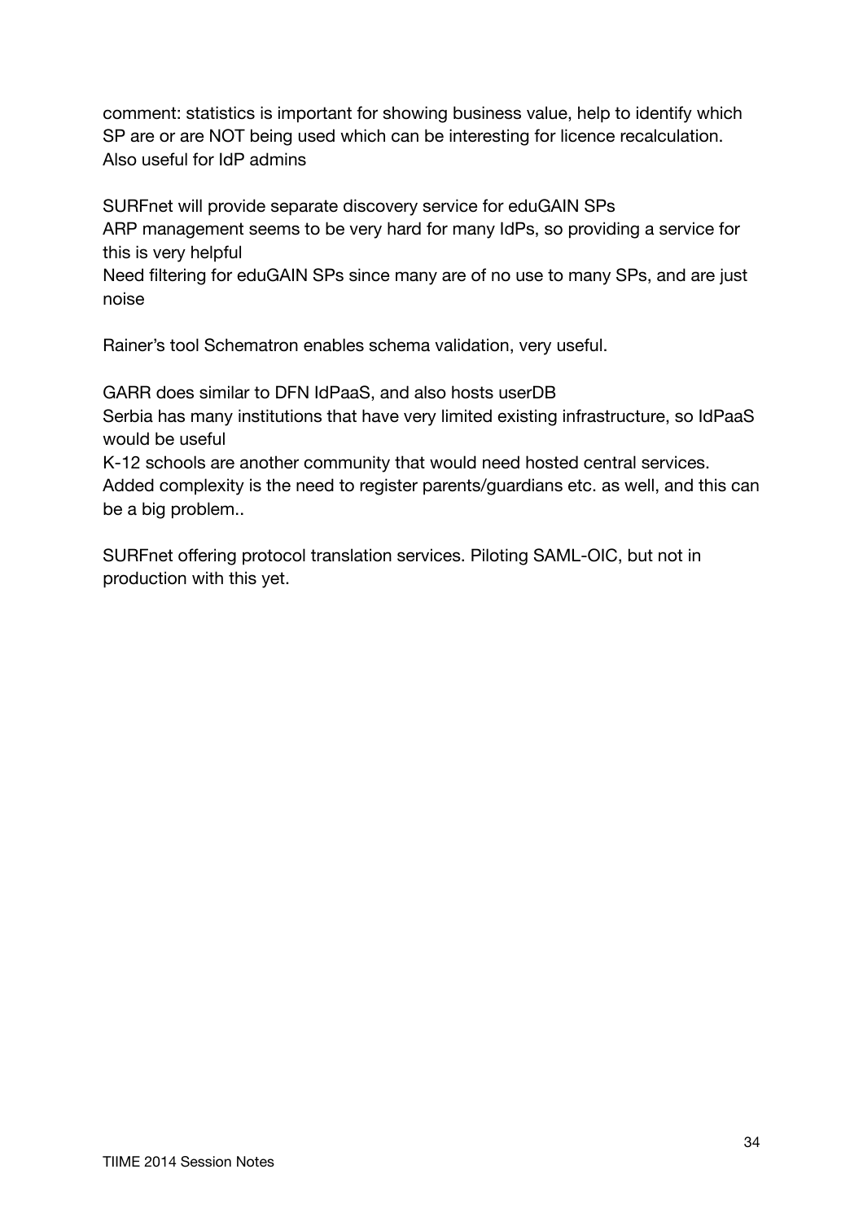comment: statistics is important for showing business value, help to identify which SP are or are NOT being used which can be interesting for licence recalculation. Also useful for IdP admins

SURFnet will provide separate discovery service for eduGAIN SPs
ARP management seems to be very hard for many IdPs, so providing a service for this is very helpful
Need filtering for eduGAIN SPs since many are of no use to many SPs, and are just noise

Rainer's tool Schematron enables schema validation, very useful.

GARR does similar to DFN IdPaaS, and also hosts userDB
Serbia has many institutions that have very limited existing infrastructure, so IdPaaS would be useful
K-12 schools are another community that would need hosted central services. Added complexity is the need to register parents/guardians etc. as well, and this can be a big problem..

SURFnet offering protocol translation services. Piloting SAML-OIC, but not in production with this yet.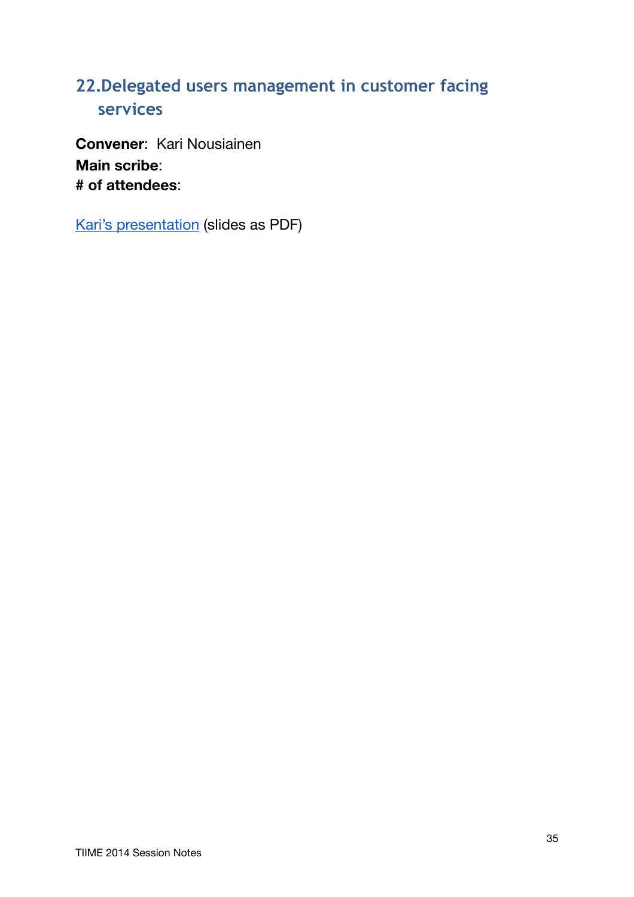## 22. Delegated users management in customer facing services

**Convener**: Kari Nousiainen
**Main scribe**:
**# of attendees**:

Kari's presentation (slides as PDF)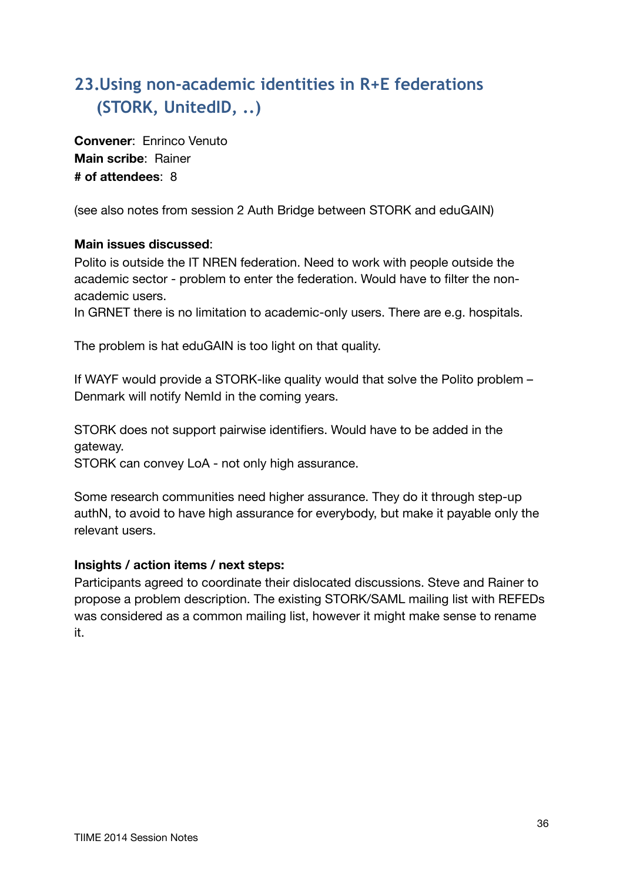## 23.Using non-academic identities in R+E federations (STORK, UnitedID, ..)

**Convener**: Enrinco Venuto
**Main scribe**: Rainer
**# of attendees**: 8

(see also notes from session 2 Auth Bridge between STORK and eduGAIN)

**Main issues discussed**:
Polito is outside the IT NREN federation. Need to work with people outside the academic sector - problem to enter the federation. Would have to filter the non-academic users.
In GRNET there is no limitation to academic-only users. There are e.g. hospitals.

The problem is hat eduGAIN is too light on that quality.

If WAYF would provide a STORK-like quality would that solve the Polito problem – Denmark will notify NemId in the coming years.

STORK does not support pairwise identifiers. Would have to be added in the gateway.
STORK can convey LoA - not only high assurance.

Some research communities need higher assurance. They do it through step-up authN, to avoid to have high assurance for everybody, but make it payable only the relevant users.

**Insights / action items / next steps:**
Participants agreed to coordinate their dislocated discussions. Steve and Rainer to propose a problem description. The existing STORK/SAML mailing list with REFEDs was considered as a common mailing list, however it might make sense to rename it.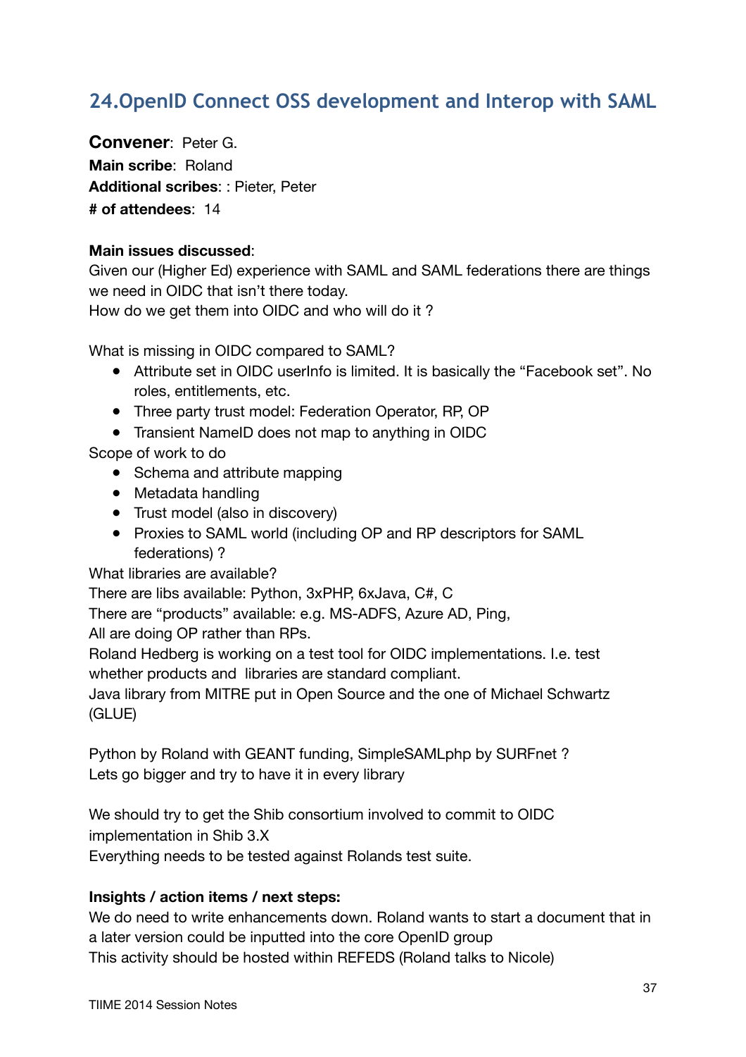## 24.OpenID Connect OSS development and Interop with SAML

**Convener**: Peter G.
**Main scribe**: Roland
**Additional scribes**: : Pieter, Peter
**# of attendees**: 14

**Main issues discussed**:
Given our (Higher Ed) experience with SAML and SAML federations there are things we need in OIDC that isn't there today.
How do we get them into OIDC and who will do it ?

What is missing in OIDC compared to SAML?

- Attribute set in OIDC userInfo is limited. It is basically the "Facebook set". No roles, entitlements, etc.
- Three party trust model: Federation Operator, RP, OP
- Transient NameID does not map to anything in OIDC

Scope of work to do

- Schema and attribute mapping
- Metadata handling
- Trust model (also in discovery)
- Proxies to SAML world (including OP and RP descriptors for SAML federations) ?

What libraries are available?
There are libs available: Python, 3xPHP, 6xJava, C#, C
There are "products" available: e.g. MS-ADFS, Azure AD, Ping,
All are doing OP rather than RPs.
Roland Hedberg is working on a test tool for OIDC implementations. I.e. test whether products and libraries are standard compliant.
Java library from MITRE put in Open Source and the one of Michael Schwartz (GLUE)

Python by Roland with GEANT funding, SimpleSAMLphp by SURFnet ?
Lets go bigger and try to have it in every library

We should try to get the Shib consortium involved to commit to OIDC implementation in Shib 3.X
Everything needs to be tested against Rolands test suite.

**Insights / action items / next steps:**
We do need to write enhancements down. Roland wants to start a document that in a later version could be inputted into the core OpenID group
This activity should be hosted within REFEDS (Roland talks to Nicole)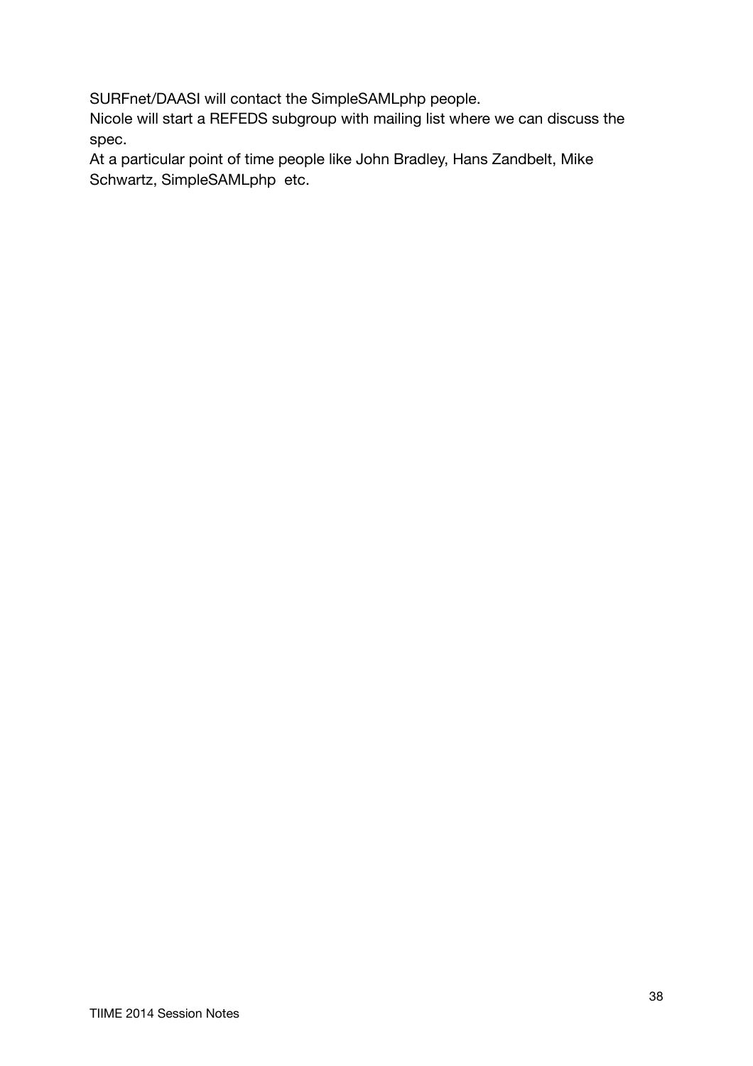SURFnet/DAASI will contact the SimpleSAMLphp people.
Nicole will start a REFEDS subgroup with mailing list where we can discuss the spec.
At a particular point of time people like John Bradley, Hans Zandbelt, Mike Schwartz, SimpleSAMLphp  etc.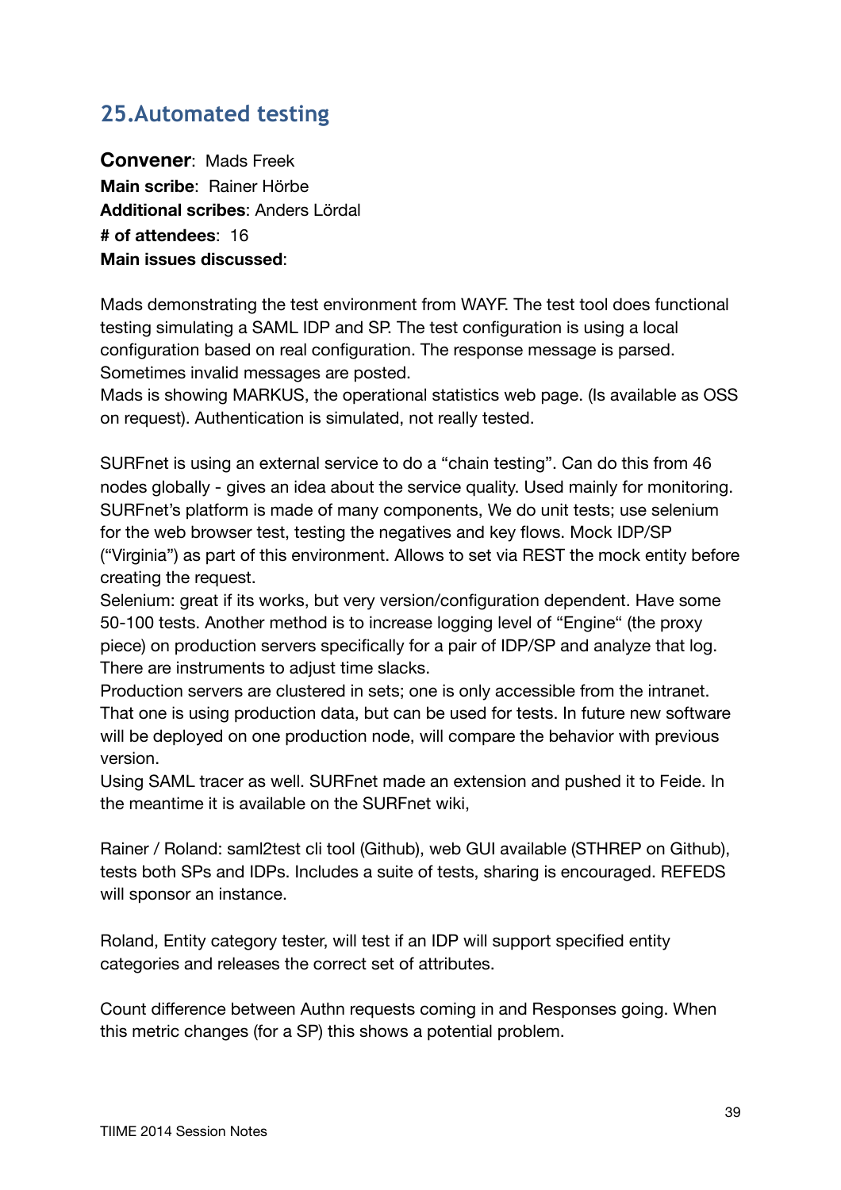## 25. Automated testing

**Convener**: Mads Freek
**Main scribe**: Rainer Hörbe
**Additional scribes**: Anders Lördal
**# of attendees**: 16
**Main issues discussed**:

Mads demonstrating the test environment from WAYF. The test tool does functional testing simulating a SAML IDP and SP. The test configuration is using a local configuration based on real configuration. The response message is parsed. Sometimes invalid messages are posted.
Mads is showing MARKUS, the operational statistics web page. (Is available as OSS on request). Authentication is simulated, not really tested.

SURFnet is using an external service to do a “chain testing”. Can do this from 46 nodes globally - gives an idea about the service quality. Used mainly for monitoring. SURFnet’s platform is made of many components, We do unit tests; use selenium for the web browser test, testing the negatives and key flows. Mock IDP/SP (“Virginia”) as part of this environment. Allows to set via REST the mock entity before creating the request.
Selenium: great if its works, but very version/configuration dependent. Have some 50-100 tests. Another method is to increase logging level of “Engine“ (the proxy piece) on production servers specifically for a pair of IDP/SP and analyze that log. There are instruments to adjust time slacks.
Production servers are clustered in sets; one is only accessible from the intranet. That one is using production data, but can be used for tests. In future new software will be deployed on one production node, will compare the behavior with previous version.
Using SAML tracer as well. SURFnet made an extension and pushed it to Feide. In the meantime it is available on the SURFnet wiki,

Rainer / Roland: saml2test cli tool (Github), web GUI available (STHREP on Github), tests both SPs and IDPs. Includes a suite of tests, sharing is encouraged. REFEDS will sponsor an instance.

Roland, Entity category tester, will test if an IDP will support specified entity categories and releases the correct set of attributes.

Count difference between Authn requests coming in and Responses going. When this metric changes (for a SP) this shows a potential problem.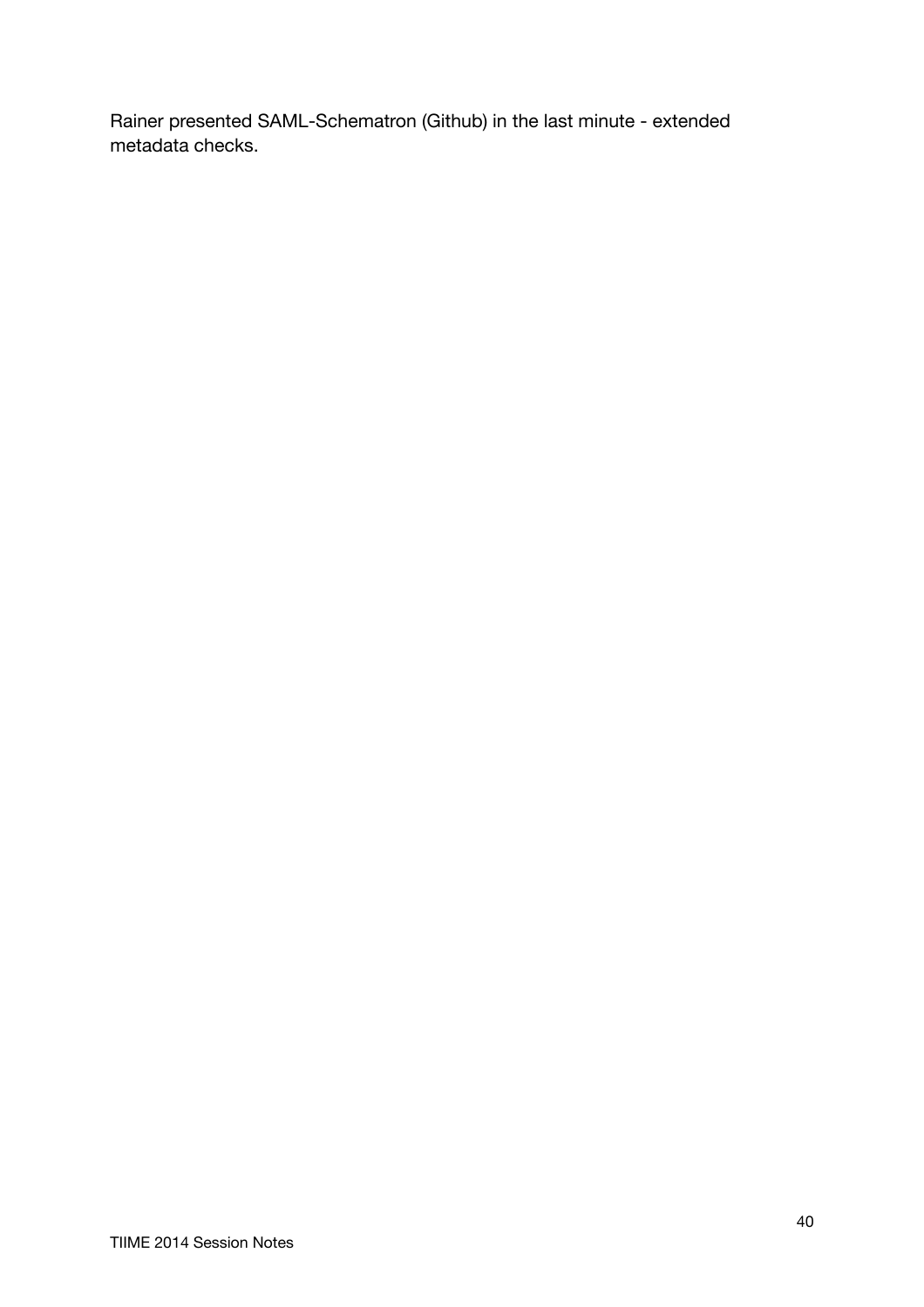Rainer presented SAML-Schematron (Github) in the last minute - extended metadata checks.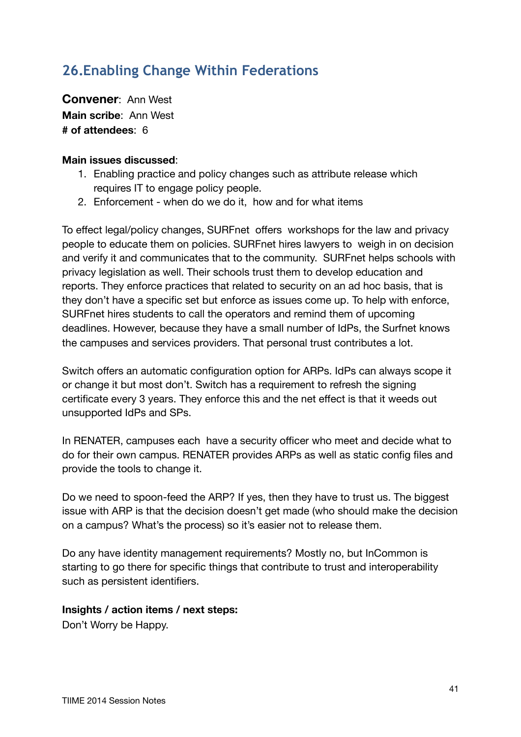## 26.Enabling Change Within Federations

**Convener**: Ann West
**Main scribe**: Ann West
**# of attendees**: 6

**Main issues discussed**:

1. Enabling practice and policy changes such as attribute release which requires IT to engage policy people.
2. Enforcement - when do we do it, how and for what items

To effect legal/policy changes, SURFnet offers workshops for the law and privacy people to educate them on policies. SURFnet hires lawyers to weigh in on decision and verify it and communicates that to the community. SURFnet helps schools with privacy legislation as well. Their schools trust them to develop education and reports. They enforce practices that related to security on an ad hoc basis, that is they don't have a specific set but enforce as issues come up. To help with enforce, SURFnet hires students to call the operators and remind them of upcoming deadlines. However, because they have a small number of IdPs, the Surfnet knows the campuses and services providers. That personal trust contributes a lot.

Switch offers an automatic configuration option for ARPs. IdPs can always scope it or change it but most don't. Switch has a requirement to refresh the signing certificate every 3 years. They enforce this and the net effect is that it weeds out unsupported IdPs and SPs.

In RENATER, campuses each have a security officer who meet and decide what to do for their own campus. RENATER provides ARPs as well as static config files and provide the tools to change it.

Do we need to spoon-feed the ARP? If yes, then they have to trust us. The biggest issue with ARP is that the decision doesn't get made (who should make the decision on a campus? What's the process) so it's easier not to release them.

Do any have identity management requirements? Mostly no, but InCommon is starting to go there for specific things that contribute to trust and interoperability such as persistent identifiers.

**Insights / action items / next steps:**
Don't Worry be Happy.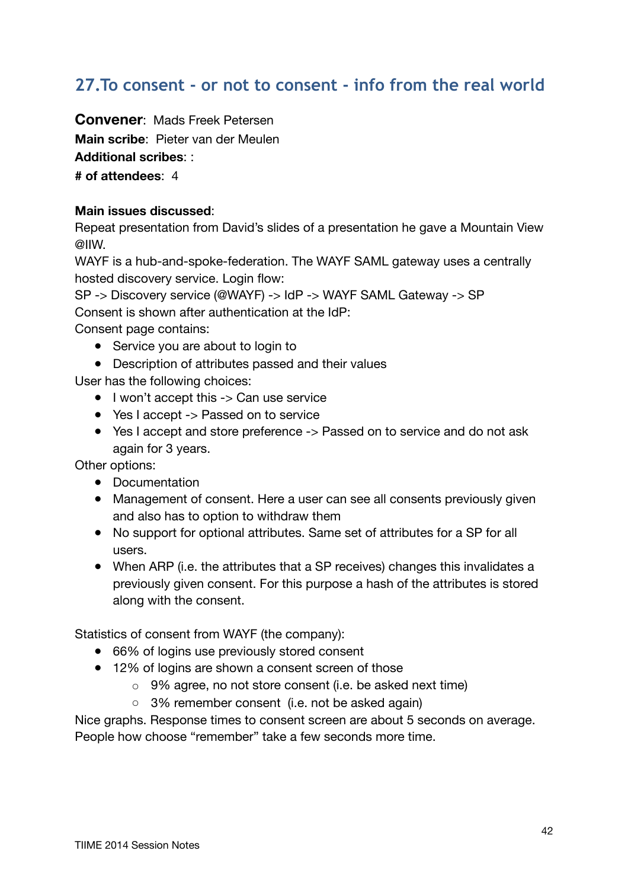## 27.To consent - or not to consent - info from the real world

**Convener**: Mads Freek Petersen
**Main scribe**: Pieter van der Meulen
**Additional scribes**: :
**# of attendees**: 4

**Main issues discussed**:
Repeat presentation from David's slides of a presentation he gave a Mountain View @IIW.
WAYF is a hub-and-spoke-federation. The WAYF SAML gateway uses a centrally hosted discovery service. Login flow:
SP -> Discovery service (@WAYF) -> IdP -> WAYF SAML Gateway -> SP
Consent is shown after authentication at the IdP:
Consent page contains:

- Service you are about to login to
- Description of attributes passed and their values

User has the following choices:

- I won't accept this -> Can use service
- Yes I accept -> Passed on to service
- Yes I accept and store preference -> Passed on to service and do not ask again for 3 years.

Other options:

- Documentation
- Management of consent. Here a user can see all consents previously given and also has to option to withdraw them
- No support for optional attributes. Same set of attributes for a SP for all users.
- When ARP (i.e. the attributes that a SP receives) changes this invalidates a previously given consent. For this purpose a hash of the attributes is stored along with the consent.

Statistics of consent from WAYF (the company):

- 66% of logins use previously stored consent
- 12% of logins are shown a consent screen of those
    - 9% agree, no not store consent (i.e. be asked next time)
    - 3% remember consent (i.e. not be asked again)

Nice graphs. Response times to consent screen are about 5 seconds on average. People how choose "remember" take a few seconds more time.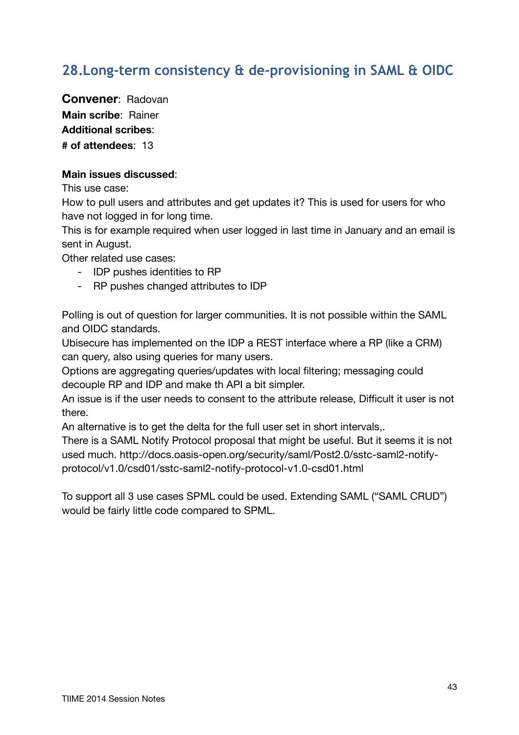## 28. Long-term consistency & de-provisioning in SAML & OIDC

**Convener**: Radovan
**Main scribe**: Rainer
**Additional scribes**:
**# of attendees**: 13

**Main issues discussed**:

This use case:
How to pull users and attributes and get updates it? This is used for users for who have not logged in for long time.
This is for example required when user logged in last time in January and an email is sent in August.
Other related use cases:

- IDP pushes identities to RP
- RP pushes changed attributes to IDP

Polling is out of question for larger communities. It is not possible within the SAML and OIDC standards.
Ubisecure has implemented on the IDP a REST interface where a RP (like a CRM) can query, also using queries for many users.
Options are aggregating queries/updates with local filtering; messaging could decouple RP and IDP and make th API a bit simpler.
An issue is if the user needs to consent to the attribute release, Difficult it user is not there.
An alternative is to get the delta for the full user set in short intervals,.
There is a SAML Notify Protocol proposal that might be useful. But it seems it is not used much. http://docs.oasis-open.org/security/saml/Post2.0/sstc-saml2-notify-protocol/v1.0/csd01/sstc-saml2-notify-protocol-v1.0-csd01.html

To support all 3 use cases SPML could be used. Extending SAML (“SAML CRUD”) would be fairly little code compared to SPML.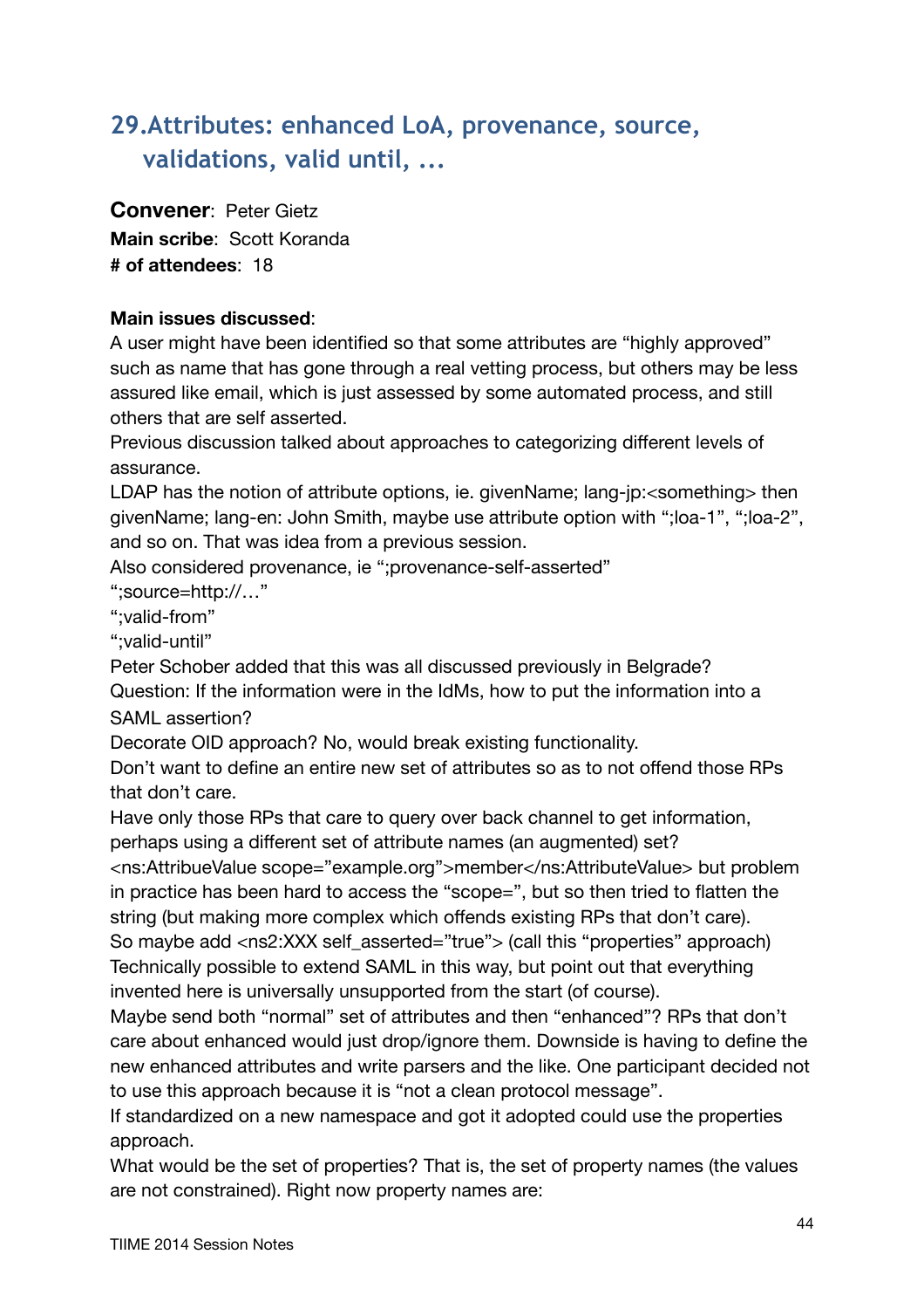## 29.Attributes: enhanced LoA, provenance, source, validations, valid until, ...

**Convener**: Peter Gietz
**Main scribe**: Scott Koranda
**# of attendees**: 18

**Main issues discussed**:
A user might have been identified so that some attributes are "highly approved" such as name that has gone through a real vetting process, but others may be less assured like email, which is just assessed by some automated process, and still others that are self asserted.
Previous discussion talked about approaches to categorizing different levels of assurance.
LDAP has the notion of attribute options, ie. givenName; lang-jp:<something> then givenName; lang-en: John Smith, maybe use attribute option with ";loa-1", ";loa-2", and so on. That was idea from a previous session.
Also considered provenance, ie ";provenance-self-asserted"
";source=http://…"
";valid-from"
";valid-until"
Peter Schober added that this was all discussed previously in Belgrade?
Question: If the information were in the IdMs, how to put the information into a SAML assertion?
Decorate OID approach? No, would break existing functionality.
Don't want to define an entire new set of attributes so as to not offend those RPs that don't care.
Have only those RPs that care to query over back channel to get information, perhaps using a different set of attribute names (an augmented) set?
<ns:AttribueValue scope="example.org">member</ns:AttributeValue> but problem in practice has been hard to access the "scope=", but so then tried to flatten the string (but making more complex which offends existing RPs that don't care).
So maybe add <ns2:XXX self_asserted="true"> (call this "properties" approach)
Technically possible to extend SAML in this way, but point out that everything invented here is universally unsupported from the start (of course).
Maybe send both "normal" set of attributes and then "enhanced"? RPs that don't care about enhanced would just drop/ignore them. Downside is having to define the new enhanced attributes and write parsers and the like. One participant decided not to use this approach because it is "not a clean protocol message".
If standardized on a new namespace and got it adopted could use the properties approach.
What would be the set of properties? That is, the set of property names (the values are not constrained). Right now property names are: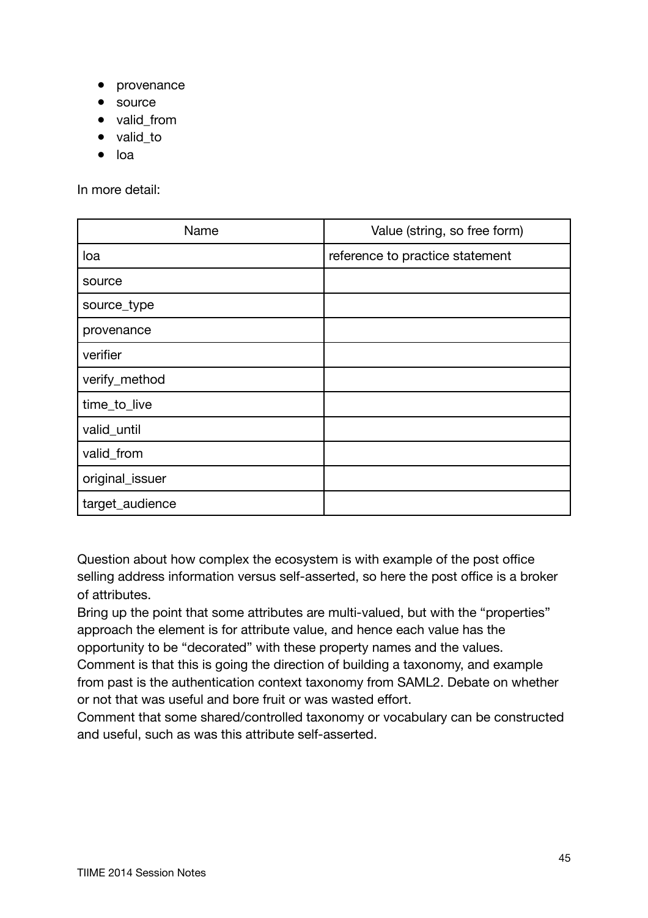- provenance
- source
- valid_from
- valid_to
- loa

In more detail:

| Name | Value (string, so free form) |
| --- | --- |
| loa | reference to practice statement |
| source | |
| source_type | |
| provenance | |
| verifier | |
| verify_method | |
| time_to_live | |
| valid_until | |
| valid_from | |
| original_issuer | |
| target_audience | |

Question about how complex the ecosystem is with example of the post office selling address information versus self-asserted, so here the post office is a broker of attributes.
Bring up the point that some attributes are multi-valued, but with the "properties" approach the element is for attribute value, and hence each value has the opportunity to be "decorated" with these property names and the values.
Comment is that this is going the direction of building a taxonomy, and example from past is the authentication context taxonomy from SAML2. Debate on whether or not that was useful and bore fruit or was wasted effort.
Comment that some shared/controlled taxonomy or vocabulary can be constructed and useful, such as was this attribute self-asserted.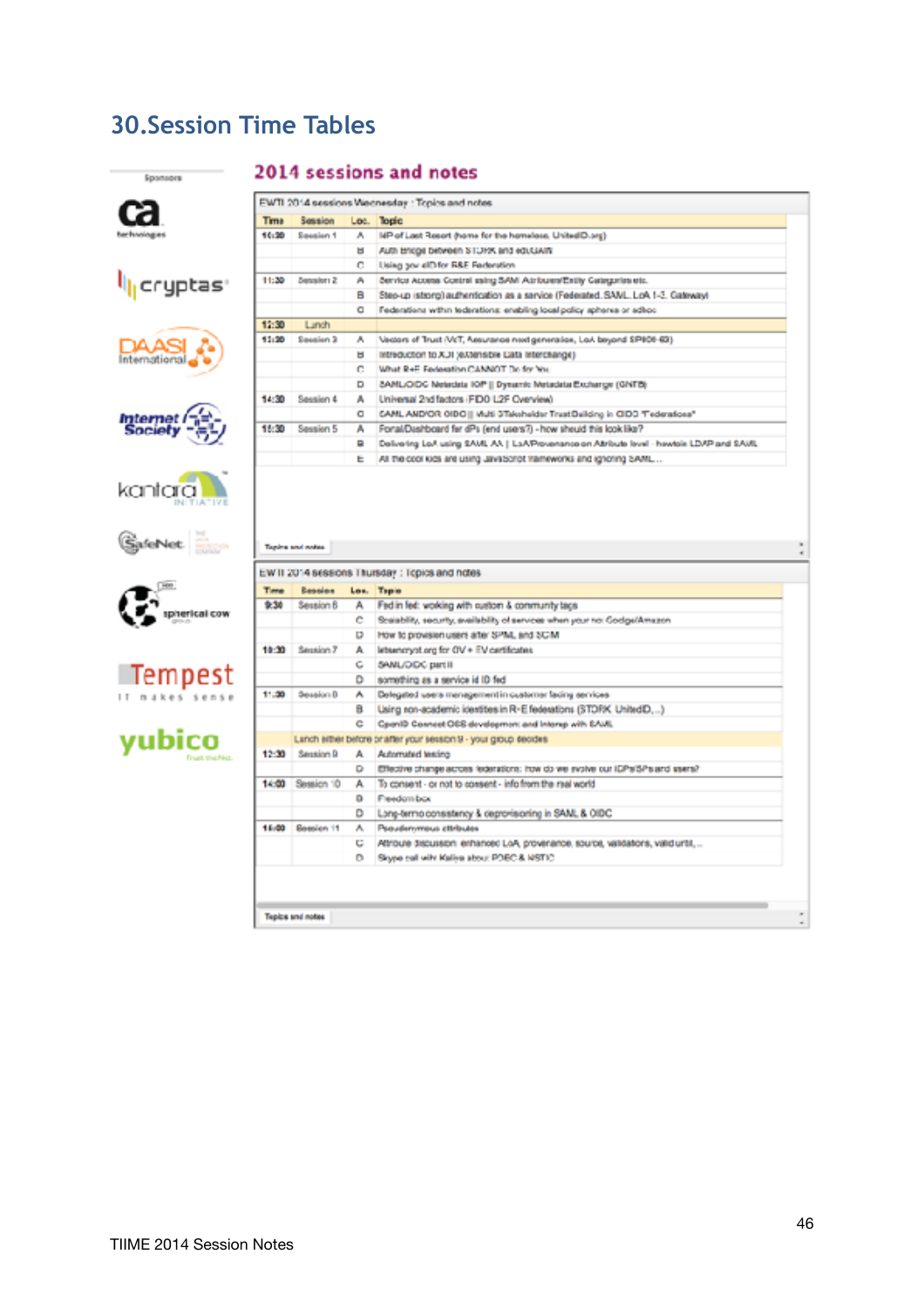# 30.Session Time Tables

Sponsors

ca technologies

cryptas

DAASI International

Internet Society

kantara INITIATIVE

SafeNet

spherical cow group

Tempest IT makes sense

yubico Trust the Net

## 2014 sessions and notes

EWTI 2014 sessions Wednesday : Topics and notes

| Time | Session | Loc. | Topic |
|---|---|---|---|
| 10:30 | Session 1 | A | IdP of Last Resort (home for the homeless, UnitedID.org) |
| | | B | Auth Bridge between STORK and eduGAIN |
| | | C | Using your eID for R&E Federation |
| 11:30 | Session 2 | A | Service Access Control using SAML Attributes/Entity Categories etc. |
| | | B | Step-up (strong) authentication as a service (Federated, SAML LoA 1-3, Gateway) |
| | | C | Federations within federations: enabling local policy spheres or adhoc |
| 12:30 | Lunch | | |
| 13:30 | Session 3 | A | Vectors of Trust (VoT, Assurance next generation, LoA beyond SP800-63) |
| | | B | Introduction to XDI (eXtensible Data Interchange) |
| | | C | What R+E Federation CANNOT Do for You |
| | | D | SAML/OIDC Metadata IOP \|\| Dynamic Metadata Exchange (GNTB) |
| 14:30 | Session 4 | A | Universal 2nd factors (FIDO U2F Overview) |
| | | C | SAML AND/OR OIDC \|\| Multi Stakeholder Trust Building in OIDC "Federations" |
| 15:30 | Session 5 | A | Portal/Dashboard for IdPs (end users?) - how should this look like? |
| | | B | Delivering LoA using SAML AA \| LoA/Provenance on Attribute level - howto in LDAP and SAML |
| | | E | All the cool kids are using JavaScript frameworks and ignoring SAML... |

Topics and notes

EWTI 2014 sessions Thursday : Topics and notes

| Time | Session | Loc. | Topic |
|---|---|---|---|
| 9:30 | Session 6 | A | Fed in fed: working with custom & community tags |
| | | C | Scalability, security, availability of services when your not Google/Amazon |
| | | D | How to provision users after SAML and SCIM |
| 10:30 | Session 7 | A | letsencrypt.org for DV + EV certificates |
| | | C | SAML/OIDC part II |
| | | D | something as a service id ID fed |
| 11:30 | Session 8 | A | Delegated users management in customer facing services |
| | | B | Using non-academic identities in R+E federations (STORK, UnitedID,...) |
| | | C | OpenID Connect OSS development and interop with SAML |
| | Lunch either before or after your session 9 - your group decides | | |
| 12:30 | Session 9 | A | Automated testing |
| | | D | Effective change across federations: how do we evolve our IDPs/SPs and users? |
| 14:00 | Session 10 | A | To consent - or not to consent - info from the real world |
| | | B | Freedombox |
| | | D | Long-term consistency & deprovisioning in SAML & OIDC |
| 15:00 | Session 11 | A | Pseudonymous attributes |
| | | C | Attribute discussion: enhanced LoA, provenance, source, validators, valid until,... |
| | | D | Skype call with Kaliya about PDEC & NSTIC |

Topics and notes

TIIME 2014 Session Notes